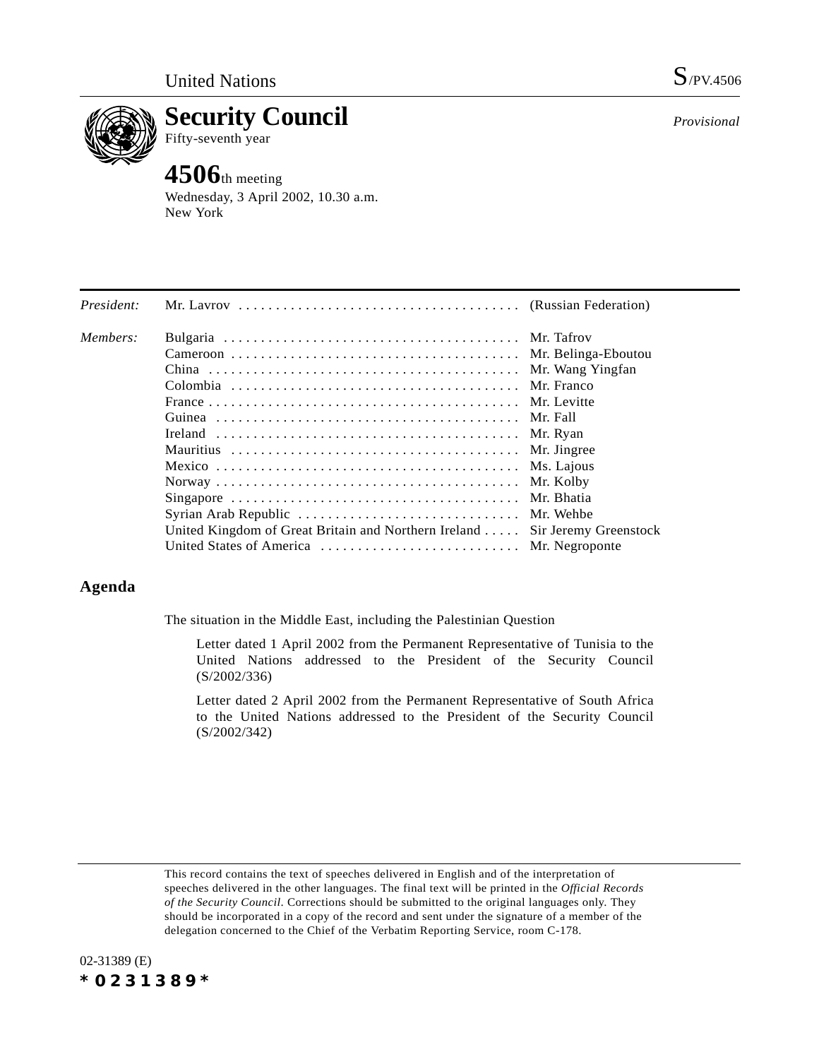United Nations S/PV.4506

# Security Council

Fifty-seventh year

*Provisional*

## 4506th meeting

Wednesday, 3 April 2002, 10.30 a.m.
New York

| | | |
|---|---|---|
| *President:* | Mr. Lavrov | (Russian Federation) |
| *Members:* | Bulgaria | Mr. Tafrov |
| | Cameroon | Mr. Belinga-Eboutou |
| | China | Mr. Wang Yingfan |
| | Colombia | Mr. Franco |
| | France | Mr. Levitte |
| | Guinea | Mr. Fall |
| | Ireland | Mr. Ryan |
| | Mauritius | Mr. Jingree |
| | Mexico | Ms. Lajous |
| | Norway | Mr. Kolby |
| | Singapore | Mr. Bhatia |
| | Syrian Arab Republic | Mr. Wehbe |
| | United Kingdom of Great Britain and Northern Ireland | Sir Jeremy Greenstock |
| | United States of America | Mr. Negroponte |

## Agenda

The situation in the Middle East, including the Palestinian Question

Letter dated 1 April 2002 from the Permanent Representative of Tunisia to the United Nations addressed to the President of the Security Council (S/2002/336)

Letter dated 2 April 2002 from the Permanent Representative of South Africa to the United Nations addressed to the President of the Security Council (S/2002/342)

This record contains the text of speeches delivered in English and of the interpretation of speeches delivered in the other languages. The final text will be printed in the *Official Records of the Security Council*. Corrections should be submitted to the original languages only. They should be incorporated in a copy of the record and sent under the signature of a member of the delegation concerned to the Chief of the Verbatim Reporting Service, room C-178.

02-31389 (E)

*0231389*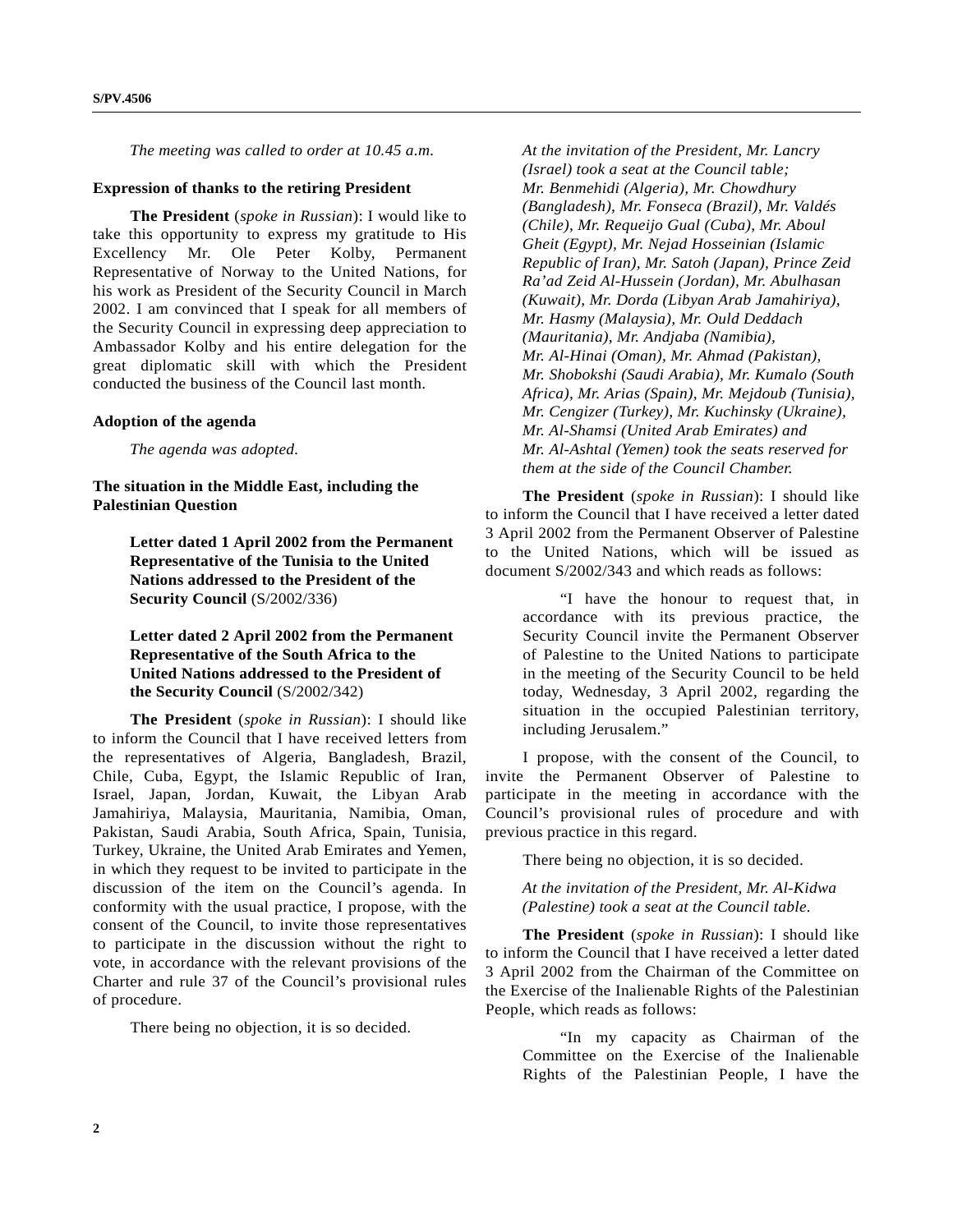*The meeting was called to order at 10.45 a.m.*

**Expression of thanks to the retiring President**

**The President** (*spoke in Russian*): I would like to take this opportunity to express my gratitude to His Excellency Mr. Ole Peter Kolby, Permanent Representative of Norway to the United Nations, for his work as President of the Security Council in March 2002. I am convinced that I speak for all members of the Security Council in expressing deep appreciation to Ambassador Kolby and his entire delegation for the great diplomatic skill with which the President conducted the business of the Council last month.

**Adoption of the agenda**

*The agenda was adopted.*

**The situation in the Middle East, including the Palestinian Question**

**Letter dated 1 April 2002 from the Permanent Representative of the Tunisia to the United Nations addressed to the President of the Security Council** (S/2002/336)

**Letter dated 2 April 2002 from the Permanent Representative of the South Africa to the United Nations addressed to the President of the Security Council** (S/2002/342)

**The President** (*spoke in Russian*): I should like to inform the Council that I have received letters from the representatives of Algeria, Bangladesh, Brazil, Chile, Cuba, Egypt, the Islamic Republic of Iran, Israel, Japan, Jordan, Kuwait, the Libyan Arab Jamahiriya, Malaysia, Mauritania, Namibia, Oman, Pakistan, Saudi Arabia, South Africa, Spain, Tunisia, Turkey, Ukraine, the United Arab Emirates and Yemen, in which they request to be invited to participate in the discussion of the item on the Council's agenda. In conformity with the usual practice, I propose, with the consent of the Council, to invite those representatives to participate in the discussion without the right to vote, in accordance with the relevant provisions of the Charter and rule 37 of the Council's provisional rules of procedure.

There being no objection, it is so decided.

*At the invitation of the President, Mr. Lancry (Israel) took a seat at the Council table; Mr. Benmehidi (Algeria), Mr. Chowdhury (Bangladesh), Mr. Fonseca (Brazil), Mr. Valdés (Chile), Mr. Requeijo Gual (Cuba), Mr. Aboul Gheit (Egypt), Mr. Nejad Hosseinian (Islamic Republic of Iran), Mr. Satoh (Japan), Prince Zeid Ra'ad Zeid Al-Hussein (Jordan), Mr. Abulhasan (Kuwait), Mr. Dorda (Libyan Arab Jamahiriya), Mr. Hasmy (Malaysia), Mr. Ould Deddach (Mauritania), Mr. Andjaba (Namibia), Mr. Al-Hinai (Oman), Mr. Ahmad (Pakistan), Mr. Shobokshi (Saudi Arabia), Mr. Kumalo (South Africa), Mr. Arias (Spain), Mr. Mejdoub (Tunisia), Mr. Cengizer (Turkey), Mr. Kuchinsky (Ukraine), Mr. Al-Shamsi (United Arab Emirates) and Mr. Al-Ashtal (Yemen) took the seats reserved for them at the side of the Council Chamber.*

**The President** (*spoke in Russian*): I should like to inform the Council that I have received a letter dated 3 April 2002 from the Permanent Observer of Palestine to the United Nations, which will be issued as document S/2002/343 and which reads as follows:

> "I have the honour to request that, in accordance with its previous practice, the Security Council invite the Permanent Observer of Palestine to the United Nations to participate in the meeting of the Security Council to be held today, Wednesday, 3 April 2002, regarding the situation in the occupied Palestinian territory, including Jerusalem."

I propose, with the consent of the Council, to invite the Permanent Observer of Palestine to participate in the meeting in accordance with the Council's provisional rules of procedure and with previous practice in this regard.

There being no objection, it is so decided.

*At the invitation of the President, Mr. Al-Kidwa (Palestine) took a seat at the Council table.*

**The President** (*spoke in Russian*): I should like to inform the Council that I have received a letter dated 3 April 2002 from the Chairman of the Committee on the Exercise of the Inalienable Rights of the Palestinian People, which reads as follows:

> "In my capacity as Chairman of the Committee on the Exercise of the Inalienable Rights of the Palestinian People, I have the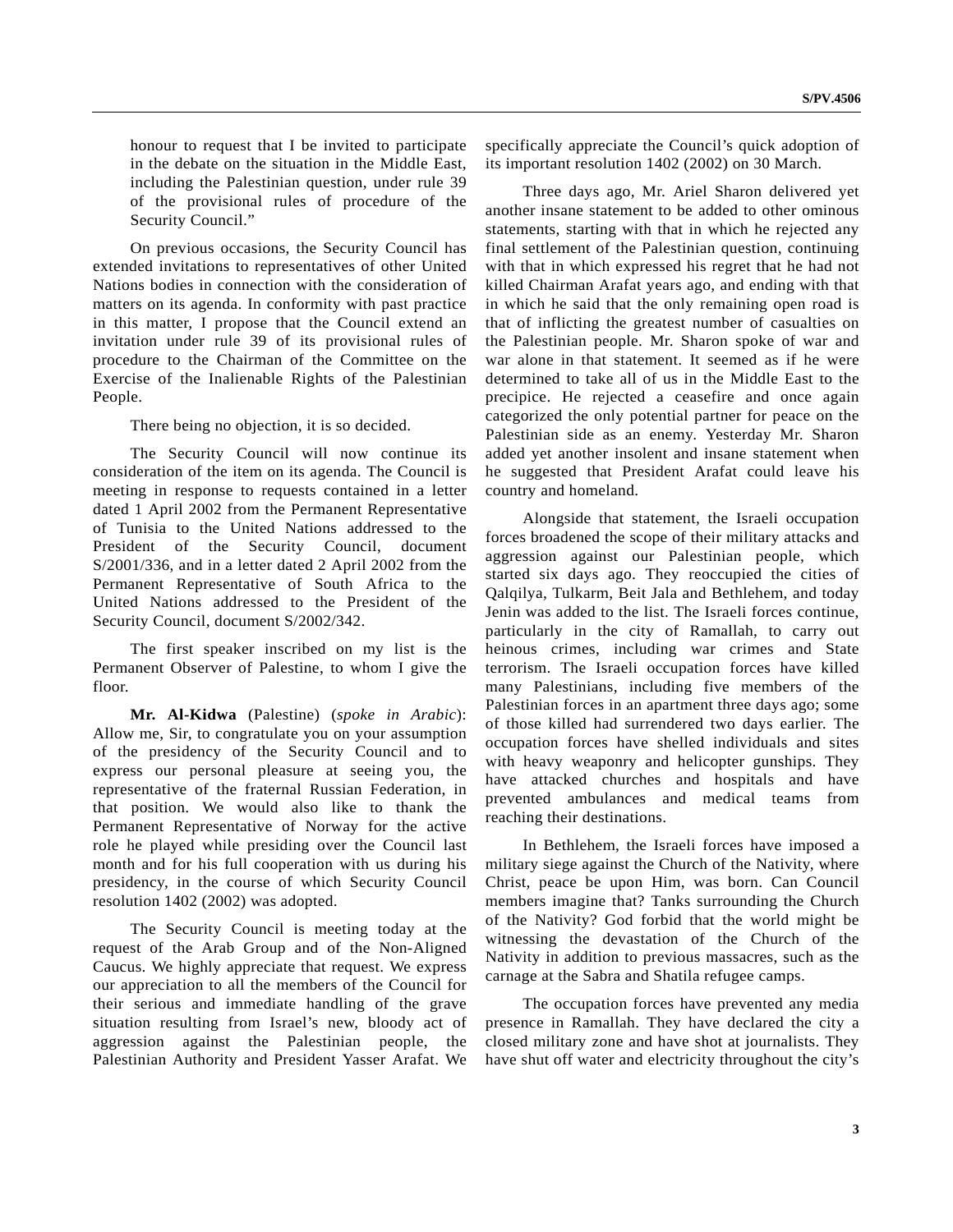honour to request that I be invited to participate in the debate on the situation in the Middle East, including the Palestinian question, under rule 39 of the provisional rules of procedure of the Security Council."

On previous occasions, the Security Council has extended invitations to representatives of other United Nations bodies in connection with the consideration of matters on its agenda. In conformity with past practice in this matter, I propose that the Council extend an invitation under rule 39 of its provisional rules of procedure to the Chairman of the Committee on the Exercise of the Inalienable Rights of the Palestinian People.

There being no objection, it is so decided.

The Security Council will now continue its consideration of the item on its agenda. The Council is meeting in response to requests contained in a letter dated 1 April 2002 from the Permanent Representative of Tunisia to the United Nations addressed to the President of the Security Council, document S/2001/336, and in a letter dated 2 April 2002 from the Permanent Representative of South Africa to the United Nations addressed to the President of the Security Council, document S/2002/342.

The first speaker inscribed on my list is the Permanent Observer of Palestine, to whom I give the floor.

**Mr. Al-Kidwa** (Palestine) (*spoke in Arabic*): Allow me, Sir, to congratulate you on your assumption of the presidency of the Security Council and to express our personal pleasure at seeing you, the representative of the fraternal Russian Federation, in that position. We would also like to thank the Permanent Representative of Norway for the active role he played while presiding over the Council last month and for his full cooperation with us during his presidency, in the course of which Security Council resolution 1402 (2002) was adopted.

The Security Council is meeting today at the request of the Arab Group and of the Non-Aligned Caucus. We highly appreciate that request. We express our appreciation to all the members of the Council for their serious and immediate handling of the grave situation resulting from Israel's new, bloody act of aggression against the Palestinian people, the Palestinian Authority and President Yasser Arafat. We specifically appreciate the Council's quick adoption of its important resolution 1402 (2002) on 30 March.

Three days ago, Mr. Ariel Sharon delivered yet another insane statement to be added to other ominous statements, starting with that in which he rejected any final settlement of the Palestinian question, continuing with that in which expressed his regret that he had not killed Chairman Arafat years ago, and ending with that in which he said that the only remaining open road is that of inflicting the greatest number of casualties on the Palestinian people. Mr. Sharon spoke of war and war alone in that statement. It seemed as if he were determined to take all of us in the Middle East to the precipice. He rejected a ceasefire and once again categorized the only potential partner for peace on the Palestinian side as an enemy. Yesterday Mr. Sharon added yet another insolent and insane statement when he suggested that President Arafat could leave his country and homeland.

Alongside that statement, the Israeli occupation forces broadened the scope of their military attacks and aggression against our Palestinian people, which started six days ago. They reoccupied the cities of Qalqilya, Tulkarm, Beit Jala and Bethlehem, and today Jenin was added to the list. The Israeli forces continue, particularly in the city of Ramallah, to carry out heinous crimes, including war crimes and State terrorism. The Israeli occupation forces have killed many Palestinians, including five members of the Palestinian forces in an apartment three days ago; some of those killed had surrendered two days earlier. The occupation forces have shelled individuals and sites with heavy weaponry and helicopter gunships. They have attacked churches and hospitals and have prevented ambulances and medical teams from reaching their destinations.

In Bethlehem, the Israeli forces have imposed a military siege against the Church of the Nativity, where Christ, peace be upon Him, was born. Can Council members imagine that? Tanks surrounding the Church of the Nativity? God forbid that the world might be witnessing the devastation of the Church of the Nativity in addition to previous massacres, such as the carnage at the Sabra and Shatila refugee camps.

The occupation forces have prevented any media presence in Ramallah. They have declared the city a closed military zone and have shot at journalists. They have shut off water and electricity throughout the city's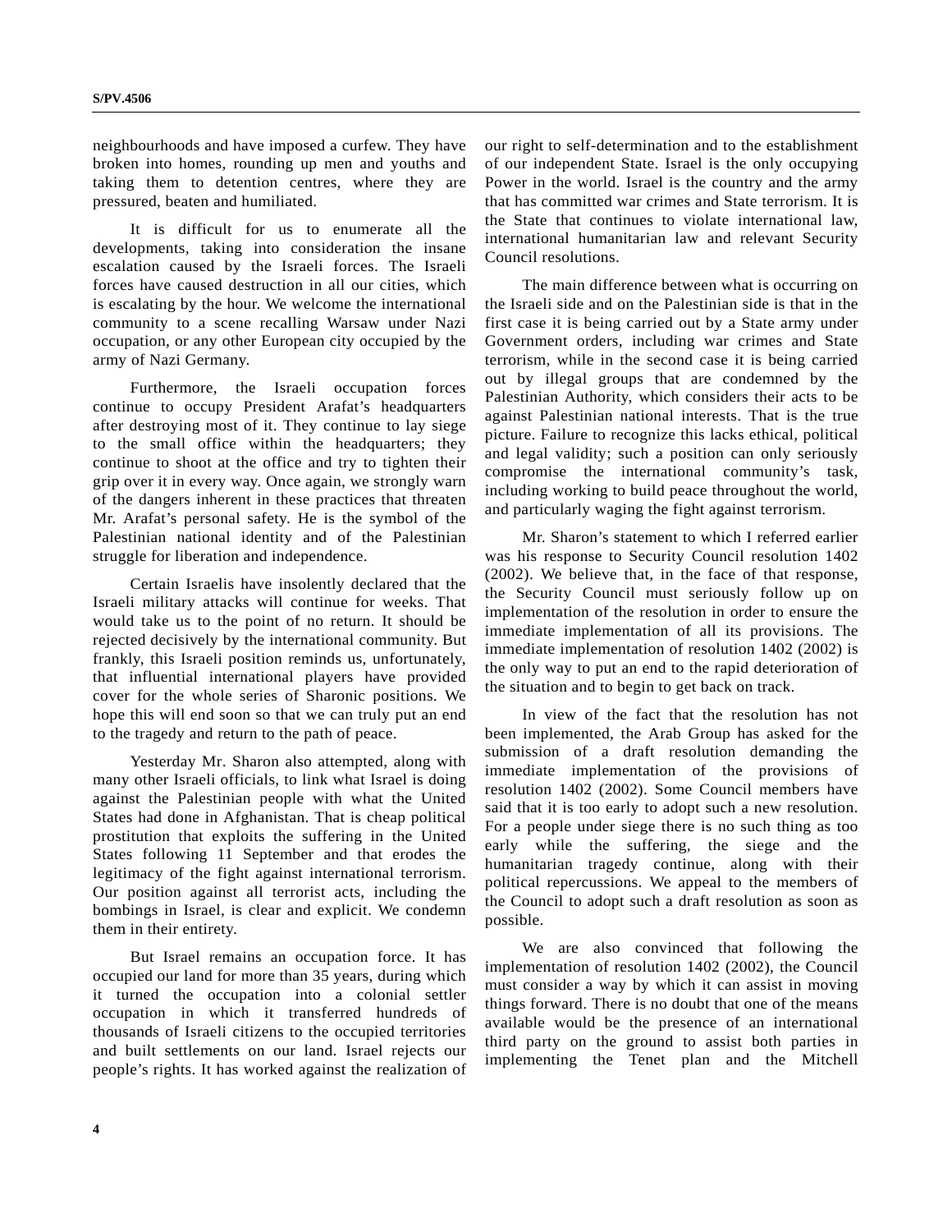neighbourhoods and have imposed a curfew. They have broken into homes, rounding up men and youths and taking them to detention centres, where they are pressured, beaten and humiliated.

It is difficult for us to enumerate all the developments, taking into consideration the insane escalation caused by the Israeli forces. The Israeli forces have caused destruction in all our cities, which is escalating by the hour. We welcome the international community to a scene recalling Warsaw under Nazi occupation, or any other European city occupied by the army of Nazi Germany.

Furthermore, the Israeli occupation forces continue to occupy President Arafat's headquarters after destroying most of it. They continue to lay siege to the small office within the headquarters; they continue to shoot at the office and try to tighten their grip over it in every way. Once again, we strongly warn of the dangers inherent in these practices that threaten Mr. Arafat's personal safety. He is the symbol of the Palestinian national identity and of the Palestinian struggle for liberation and independence.

Certain Israelis have insolently declared that the Israeli military attacks will continue for weeks. That would take us to the point of no return. It should be rejected decisively by the international community. But frankly, this Israeli position reminds us, unfortunately, that influential international players have provided cover for the whole series of Sharonic positions. We hope this will end soon so that we can truly put an end to the tragedy and return to the path of peace.

Yesterday Mr. Sharon also attempted, along with many other Israeli officials, to link what Israel is doing against the Palestinian people with what the United States had done in Afghanistan. That is cheap political prostitution that exploits the suffering in the United States following 11 September and that erodes the legitimacy of the fight against international terrorism. Our position against all terrorist acts, including the bombings in Israel, is clear and explicit. We condemn them in their entirety.

But Israel remains an occupation force. It has occupied our land for more than 35 years, during which it turned the occupation into a colonial settler occupation in which it transferred hundreds of thousands of Israeli citizens to the occupied territories and built settlements on our land. Israel rejects our people's rights. It has worked against the realization of our right to self-determination and to the establishment of our independent State. Israel is the only occupying Power in the world. Israel is the country and the army that has committed war crimes and State terrorism. It is the State that continues to violate international law, international humanitarian law and relevant Security Council resolutions.

The main difference between what is occurring on the Israeli side and on the Palestinian side is that in the first case it is being carried out by a State army under Government orders, including war crimes and State terrorism, while in the second case it is being carried out by illegal groups that are condemned by the Palestinian Authority, which considers their acts to be against Palestinian national interests. That is the true picture. Failure to recognize this lacks ethical, political and legal validity; such a position can only seriously compromise the international community's task, including working to build peace throughout the world, and particularly waging the fight against terrorism.

Mr. Sharon's statement to which I referred earlier was his response to Security Council resolution 1402 (2002). We believe that, in the face of that response, the Security Council must seriously follow up on implementation of the resolution in order to ensure the immediate implementation of all its provisions. The immediate implementation of resolution 1402 (2002) is the only way to put an end to the rapid deterioration of the situation and to begin to get back on track.

In view of the fact that the resolution has not been implemented, the Arab Group has asked for the submission of a draft resolution demanding the immediate implementation of the provisions of resolution 1402 (2002). Some Council members have said that it is too early to adopt such a new resolution. For a people under siege there is no such thing as too early while the suffering, the siege and the humanitarian tragedy continue, along with their political repercussions. We appeal to the members of the Council to adopt such a draft resolution as soon as possible.

We are also convinced that following the implementation of resolution 1402 (2002), the Council must consider a way by which it can assist in moving things forward. There is no doubt that one of the means available would be the presence of an international third party on the ground to assist both parties in implementing the Tenet plan and the Mitchell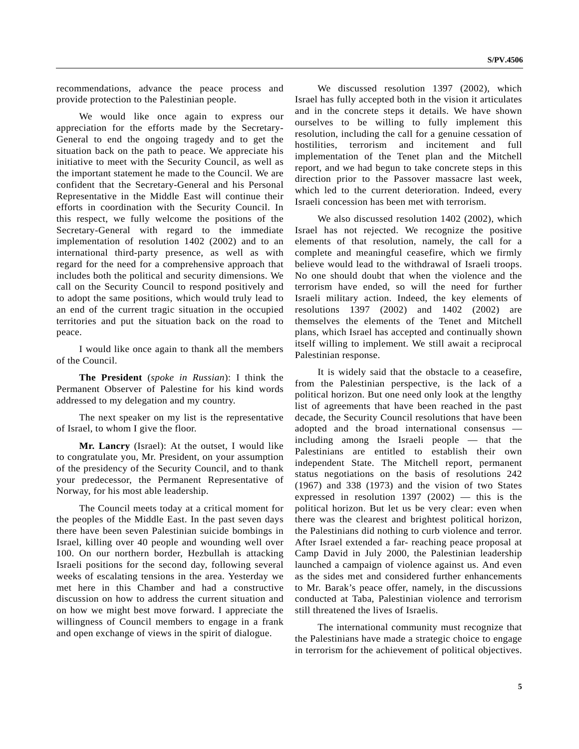recommendations, advance the peace process and provide protection to the Palestinian people.

We would like once again to express our appreciation for the efforts made by the Secretary-General to end the ongoing tragedy and to get the situation back on the path to peace. We appreciate his initiative to meet with the Security Council, as well as the important statement he made to the Council. We are confident that the Secretary-General and his Personal Representative in the Middle East will continue their efforts in coordination with the Security Council. In this respect, we fully welcome the positions of the Secretary-General with regard to the immediate implementation of resolution 1402 (2002) and to an international third-party presence, as well as with regard for the need for a comprehensive approach that includes both the political and security dimensions. We call on the Security Council to respond positively and to adopt the same positions, which would truly lead to an end of the current tragic situation in the occupied territories and put the situation back on the road to peace.

I would like once again to thank all the members of the Council.

**The President** (*spoke in Russian*): I think the Permanent Observer of Palestine for his kind words addressed to my delegation and my country.

The next speaker on my list is the representative of Israel, to whom I give the floor.

**Mr. Lancry** (Israel): At the outset, I would like to congratulate you, Mr. President, on your assumption of the presidency of the Security Council, and to thank your predecessor, the Permanent Representative of Norway, for his most able leadership.

The Council meets today at a critical moment for the peoples of the Middle East. In the past seven days there have been seven Palestinian suicide bombings in Israel, killing over 40 people and wounding well over 100. On our northern border, Hezbullah is attacking Israeli positions for the second day, following several weeks of escalating tensions in the area. Yesterday we met here in this Chamber and had a constructive discussion on how to address the current situation and on how we might best move forward. I appreciate the willingness of Council members to engage in a frank and open exchange of views in the spirit of dialogue.

We discussed resolution 1397 (2002), which Israel has fully accepted both in the vision it articulates and in the concrete steps it details. We have shown ourselves to be willing to fully implement this resolution, including the call for a genuine cessation of hostilities, terrorism and incitement and full implementation of the Tenet plan and the Mitchell report, and we had begun to take concrete steps in this direction prior to the Passover massacre last week, which led to the current deterioration. Indeed, every Israeli concession has been met with terrorism.

We also discussed resolution 1402 (2002), which Israel has not rejected. We recognize the positive elements of that resolution, namely, the call for a complete and meaningful ceasefire, which we firmly believe would lead to the withdrawal of Israeli troops. No one should doubt that when the violence and the terrorism have ended, so will the need for further Israeli military action. Indeed, the key elements of resolutions 1397 (2002) and 1402 (2002) are themselves the elements of the Tenet and Mitchell plans, which Israel has accepted and continually shown itself willing to implement. We still await a reciprocal Palestinian response.

It is widely said that the obstacle to a ceasefire, from the Palestinian perspective, is the lack of a political horizon. But one need only look at the lengthy list of agreements that have been reached in the past decade, the Security Council resolutions that have been adopted and the broad international consensus — including among the Israeli people — that the Palestinians are entitled to establish their own independent State. The Mitchell report, permanent status negotiations on the basis of resolutions 242 (1967) and 338 (1973) and the vision of two States expressed in resolution 1397 (2002) — this is the political horizon. But let us be very clear: even when there was the clearest and brightest political horizon, the Palestinians did nothing to curb violence and terror. After Israel extended a far- reaching peace proposal at Camp David in July 2000, the Palestinian leadership launched a campaign of violence against us. And even as the sides met and considered further enhancements to Mr. Barak's peace offer, namely, in the discussions conducted at Taba, Palestinian violence and terrorism still threatened the lives of Israelis.

The international community must recognize that the Palestinians have made a strategic choice to engage in terrorism for the achievement of political objectives.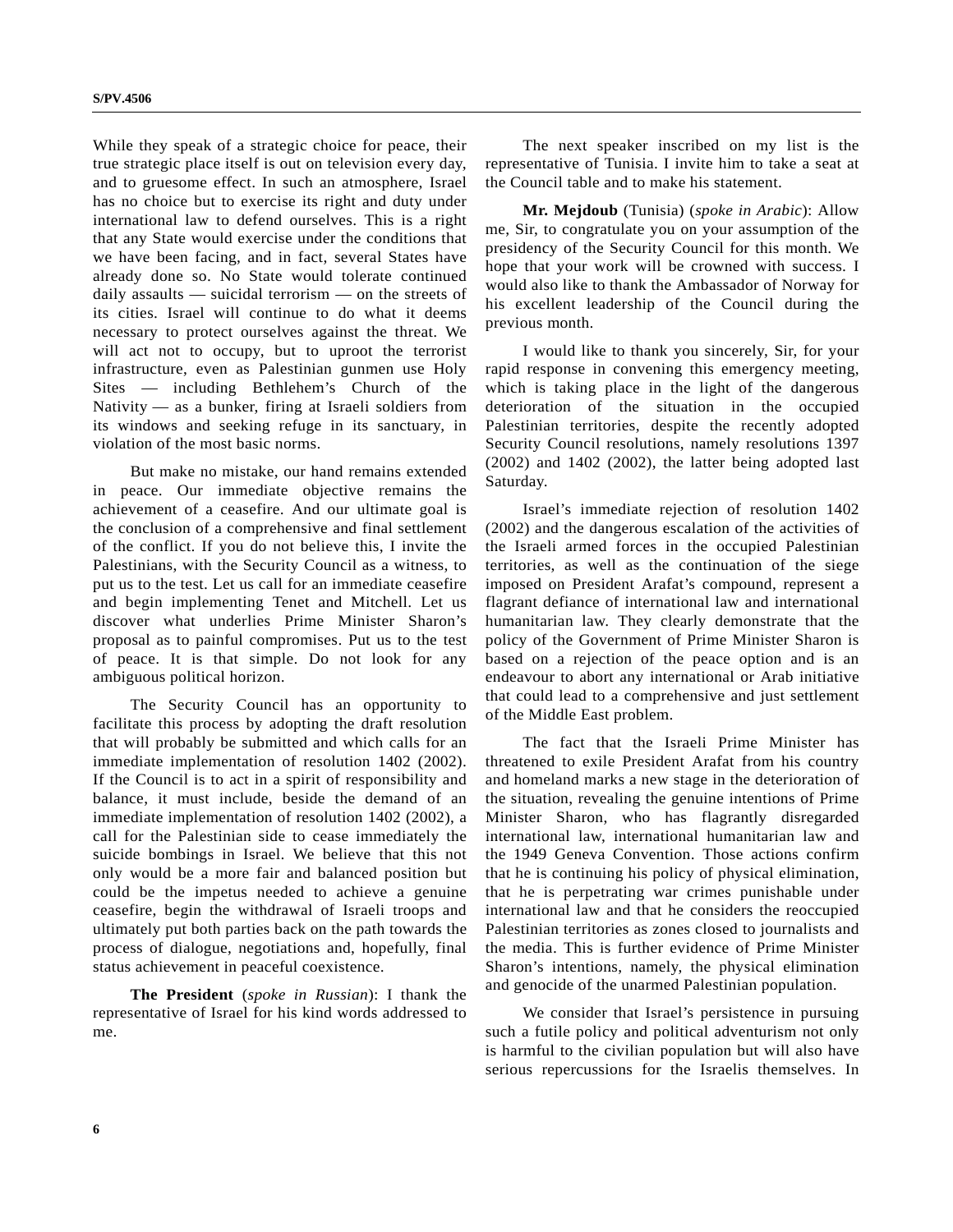While they speak of a strategic choice for peace, their true strategic place itself is out on television every day, and to gruesome effect. In such an atmosphere, Israel has no choice but to exercise its right and duty under international law to defend ourselves. This is a right that any State would exercise under the conditions that we have been facing, and in fact, several States have already done so. No State would tolerate continued daily assaults — suicidal terrorism — on the streets of its cities. Israel will continue to do what it deems necessary to protect ourselves against the threat. We will act not to occupy, but to uproot the terrorist infrastructure, even as Palestinian gunmen use Holy Sites — including Bethlehem's Church of the Nativity — as a bunker, firing at Israeli soldiers from its windows and seeking refuge in its sanctuary, in violation of the most basic norms.

But make no mistake, our hand remains extended in peace. Our immediate objective remains the achievement of a ceasefire. And our ultimate goal is the conclusion of a comprehensive and final settlement of the conflict. If you do not believe this, I invite the Palestinians, with the Security Council as a witness, to put us to the test. Let us call for an immediate ceasefire and begin implementing Tenet and Mitchell. Let us discover what underlies Prime Minister Sharon's proposal as to painful compromises. Put us to the test of peace. It is that simple. Do not look for any ambiguous political horizon.

The Security Council has an opportunity to facilitate this process by adopting the draft resolution that will probably be submitted and which calls for an immediate implementation of resolution 1402 (2002). If the Council is to act in a spirit of responsibility and balance, it must include, beside the demand of an immediate implementation of resolution 1402 (2002), a call for the Palestinian side to cease immediately the suicide bombings in Israel. We believe that this not only would be a more fair and balanced position but could be the impetus needed to achieve a genuine ceasefire, begin the withdrawal of Israeli troops and ultimately put both parties back on the path towards the process of dialogue, negotiations and, hopefully, final status achievement in peaceful coexistence.

**The President** (*spoke in Russian*): I thank the representative of Israel for his kind words addressed to me.

The next speaker inscribed on my list is the representative of Tunisia. I invite him to take a seat at the Council table and to make his statement.

**Mr. Mejdoub** (Tunisia) (*spoke in Arabic*): Allow me, Sir, to congratulate you on your assumption of the presidency of the Security Council for this month. We hope that your work will be crowned with success. I would also like to thank the Ambassador of Norway for his excellent leadership of the Council during the previous month.

I would like to thank you sincerely, Sir, for your rapid response in convening this emergency meeting, which is taking place in the light of the dangerous deterioration of the situation in the occupied Palestinian territories, despite the recently adopted Security Council resolutions, namely resolutions 1397 (2002) and 1402 (2002), the latter being adopted last Saturday.

Israel's immediate rejection of resolution 1402 (2002) and the dangerous escalation of the activities of the Israeli armed forces in the occupied Palestinian territories, as well as the continuation of the siege imposed on President Arafat's compound, represent a flagrant defiance of international law and international humanitarian law. They clearly demonstrate that the policy of the Government of Prime Minister Sharon is based on a rejection of the peace option and is an endeavour to abort any international or Arab initiative that could lead to a comprehensive and just settlement of the Middle East problem.

The fact that the Israeli Prime Minister has threatened to exile President Arafat from his country and homeland marks a new stage in the deterioration of the situation, revealing the genuine intentions of Prime Minister Sharon, who has flagrantly disregarded international law, international humanitarian law and the 1949 Geneva Convention. Those actions confirm that he is continuing his policy of physical elimination, that he is perpetrating war crimes punishable under international law and that he considers the reoccupied Palestinian territories as zones closed to journalists and the media. This is further evidence of Prime Minister Sharon's intentions, namely, the physical elimination and genocide of the unarmed Palestinian population.

We consider that Israel's persistence in pursuing such a futile policy and political adventurism not only is harmful to the civilian population but will also have serious repercussions for the Israelis themselves. In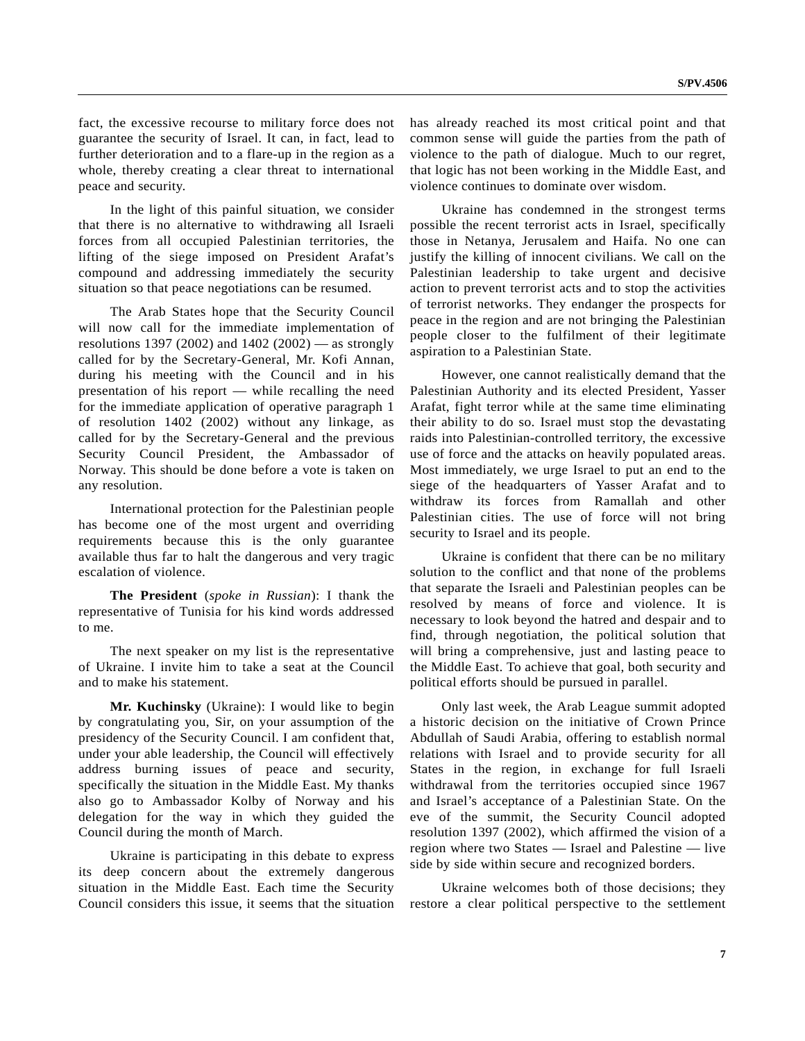fact, the excessive recourse to military force does not guarantee the security of Israel. It can, in fact, lead to further deterioration and to a flare-up in the region as a whole, thereby creating a clear threat to international peace and security.

In the light of this painful situation, we consider that there is no alternative to withdrawing all Israeli forces from all occupied Palestinian territories, the lifting of the siege imposed on President Arafat's compound and addressing immediately the security situation so that peace negotiations can be resumed.

The Arab States hope that the Security Council will now call for the immediate implementation of resolutions 1397 (2002) and 1402 (2002) — as strongly called for by the Secretary-General, Mr. Kofi Annan, during his meeting with the Council and in his presentation of his report — while recalling the need for the immediate application of operative paragraph 1 of resolution 1402 (2002) without any linkage, as called for by the Secretary-General and the previous Security Council President, the Ambassador of Norway. This should be done before a vote is taken on any resolution.

International protection for the Palestinian people has become one of the most urgent and overriding requirements because this is the only guarantee available thus far to halt the dangerous and very tragic escalation of violence.

**The President** (*spoke in Russian*): I thank the representative of Tunisia for his kind words addressed to me.

The next speaker on my list is the representative of Ukraine. I invite him to take a seat at the Council and to make his statement.

**Mr. Kuchinsky** (Ukraine): I would like to begin by congratulating you, Sir, on your assumption of the presidency of the Security Council. I am confident that, under your able leadership, the Council will effectively address burning issues of peace and security, specifically the situation in the Middle East. My thanks also go to Ambassador Kolby of Norway and his delegation for the way in which they guided the Council during the month of March.

Ukraine is participating in this debate to express its deep concern about the extremely dangerous situation in the Middle East. Each time the Security Council considers this issue, it seems that the situation has already reached its most critical point and that common sense will guide the parties from the path of violence to the path of dialogue. Much to our regret, that logic has not been working in the Middle East, and violence continues to dominate over wisdom.

Ukraine has condemned in the strongest terms possible the recent terrorist acts in Israel, specifically those in Netanya, Jerusalem and Haifa. No one can justify the killing of innocent civilians. We call on the Palestinian leadership to take urgent and decisive action to prevent terrorist acts and to stop the activities of terrorist networks. They endanger the prospects for peace in the region and are not bringing the Palestinian people closer to the fulfilment of their legitimate aspiration to a Palestinian State.

However, one cannot realistically demand that the Palestinian Authority and its elected President, Yasser Arafat, fight terror while at the same time eliminating their ability to do so. Israel must stop the devastating raids into Palestinian-controlled territory, the excessive use of force and the attacks on heavily populated areas. Most immediately, we urge Israel to put an end to the siege of the headquarters of Yasser Arafat and to withdraw its forces from Ramallah and other Palestinian cities. The use of force will not bring security to Israel and its people.

Ukraine is confident that there can be no military solution to the conflict and that none of the problems that separate the Israeli and Palestinian peoples can be resolved by means of force and violence. It is necessary to look beyond the hatred and despair and to find, through negotiation, the political solution that will bring a comprehensive, just and lasting peace to the Middle East. To achieve that goal, both security and political efforts should be pursued in parallel.

Only last week, the Arab League summit adopted a historic decision on the initiative of Crown Prince Abdullah of Saudi Arabia, offering to establish normal relations with Israel and to provide security for all States in the region, in exchange for full Israeli withdrawal from the territories occupied since 1967 and Israel's acceptance of a Palestinian State. On the eve of the summit, the Security Council adopted resolution 1397 (2002), which affirmed the vision of a region where two States — Israel and Palestine — live side by side within secure and recognized borders.

Ukraine welcomes both of those decisions; they restore a clear political perspective to the settlement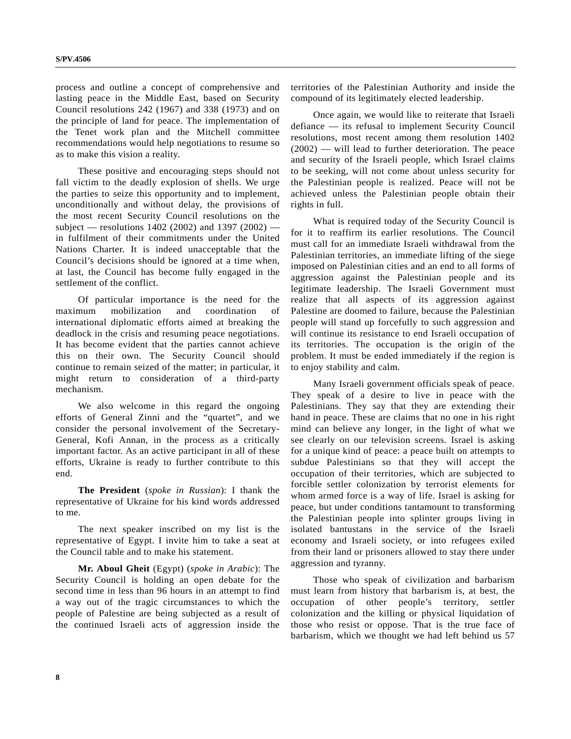process and outline a concept of comprehensive and lasting peace in the Middle East, based on Security Council resolutions 242 (1967) and 338 (1973) and on the principle of land for peace. The implementation of the Tenet work plan and the Mitchell committee recommendations would help negotiations to resume so as to make this vision a reality.

These positive and encouraging steps should not fall victim to the deadly explosion of shells. We urge the parties to seize this opportunity and to implement, unconditionally and without delay, the provisions of the most recent Security Council resolutions on the subject — resolutions 1402 (2002) and 1397 (2002) — in fulfilment of their commitments under the United Nations Charter. It is indeed unacceptable that the Council's decisions should be ignored at a time when, at last, the Council has become fully engaged in the settlement of the conflict.

Of particular importance is the need for the maximum mobilization and coordination of international diplomatic efforts aimed at breaking the deadlock in the crisis and resuming peace negotiations. It has become evident that the parties cannot achieve this on their own. The Security Council should continue to remain seized of the matter; in particular, it might return to consideration of a third-party mechanism.

We also welcome in this regard the ongoing efforts of General Zinni and the "quartet", and we consider the personal involvement of the Secretary-General, Kofi Annan, in the process as a critically important factor. As an active participant in all of these efforts, Ukraine is ready to further contribute to this end.

**The President** (*spoke in Russian*): I thank the representative of Ukraine for his kind words addressed to me.

The next speaker inscribed on my list is the representative of Egypt. I invite him to take a seat at the Council table and to make his statement.

**Mr. Aboul Gheit** (Egypt) (*spoke in Arabic*): The Security Council is holding an open debate for the second time in less than 96 hours in an attempt to find a way out of the tragic circumstances to which the people of Palestine are being subjected as a result of the continued Israeli acts of aggression inside the territories of the Palestinian Authority and inside the compound of its legitimately elected leadership.

Once again, we would like to reiterate that Israeli defiance — its refusal to implement Security Council resolutions, most recent among them resolution 1402 (2002) — will lead to further deterioration. The peace and security of the Israeli people, which Israel claims to be seeking, will not come about unless security for the Palestinian people is realized. Peace will not be achieved unless the Palestinian people obtain their rights in full.

What is required today of the Security Council is for it to reaffirm its earlier resolutions. The Council must call for an immediate Israeli withdrawal from the Palestinian territories, an immediate lifting of the siege imposed on Palestinian cities and an end to all forms of aggression against the Palestinian people and its legitimate leadership. The Israeli Government must realize that all aspects of its aggression against Palestine are doomed to failure, because the Palestinian people will stand up forcefully to such aggression and will continue its resistance to end Israeli occupation of its territories. The occupation is the origin of the problem. It must be ended immediately if the region is to enjoy stability and calm.

Many Israeli government officials speak of peace. They speak of a desire to live in peace with the Palestinians. They say that they are extending their hand in peace. These are claims that no one in his right mind can believe any longer, in the light of what we see clearly on our television screens. Israel is asking for a unique kind of peace: a peace built on attempts to subdue Palestinians so that they will accept the occupation of their territories, which are subjected to forcible settler colonization by terrorist elements for whom armed force is a way of life. Israel is asking for peace, but under conditions tantamount to transforming the Palestinian people into splinter groups living in isolated bantustans in the service of the Israeli economy and Israeli society, or into refugees exiled from their land or prisoners allowed to stay there under aggression and tyranny.

Those who speak of civilization and barbarism must learn from history that barbarism is, at best, the occupation of other people's territory, settler colonization and the killing or physical liquidation of those who resist or oppose. That is the true face of barbarism, which we thought we had left behind us 57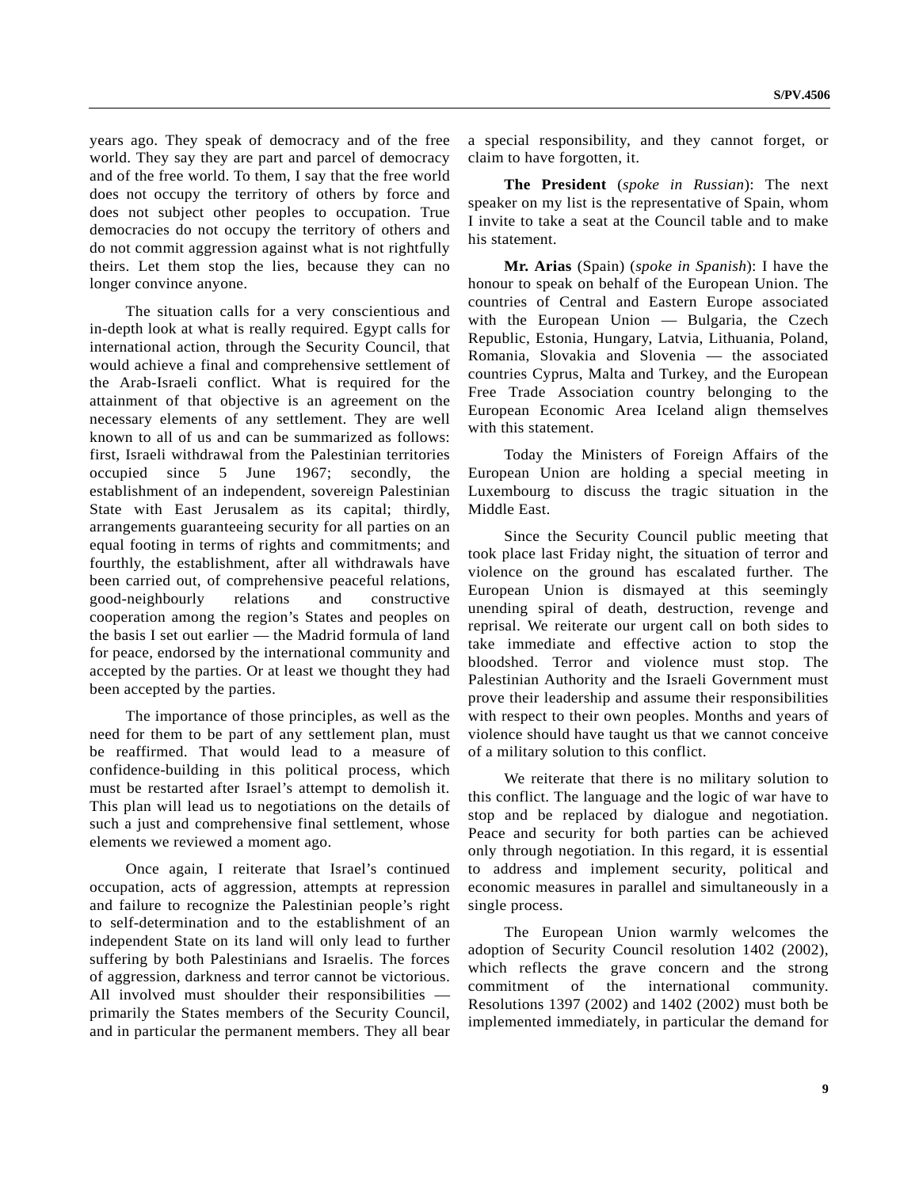years ago. They speak of democracy and of the free world. They say they are part and parcel of democracy and of the free world. To them, I say that the free world does not occupy the territory of others by force and does not subject other peoples to occupation. True democracies do not occupy the territory of others and do not commit aggression against what is not rightfully theirs. Let them stop the lies, because they can no longer convince anyone.

The situation calls for a very conscientious and in-depth look at what is really required. Egypt calls for international action, through the Security Council, that would achieve a final and comprehensive settlement of the Arab-Israeli conflict. What is required for the attainment of that objective is an agreement on the necessary elements of any settlement. They are well known to all of us and can be summarized as follows: first, Israeli withdrawal from the Palestinian territories occupied since 5 June 1967; secondly, the establishment of an independent, sovereign Palestinian State with East Jerusalem as its capital; thirdly, arrangements guaranteeing security for all parties on an equal footing in terms of rights and commitments; and fourthly, the establishment, after all withdrawals have been carried out, of comprehensive peaceful relations, good-neighbourly relations and constructive cooperation among the region's States and peoples on the basis I set out earlier — the Madrid formula of land for peace, endorsed by the international community and accepted by the parties. Or at least we thought they had been accepted by the parties.

The importance of those principles, as well as the need for them to be part of any settlement plan, must be reaffirmed. That would lead to a measure of confidence-building in this political process, which must be restarted after Israel's attempt to demolish it. This plan will lead us to negotiations on the details of such a just and comprehensive final settlement, whose elements we reviewed a moment ago.

Once again, I reiterate that Israel's continued occupation, acts of aggression, attempts at repression and failure to recognize the Palestinian people's right to self-determination and to the establishment of an independent State on its land will only lead to further suffering by both Palestinians and Israelis. The forces of aggression, darkness and terror cannot be victorious. All involved must shoulder their responsibilities — primarily the States members of the Security Council, and in particular the permanent members. They all bear a special responsibility, and they cannot forget, or claim to have forgotten, it.

**The President** (*spoke in Russian*): The next speaker on my list is the representative of Spain, whom I invite to take a seat at the Council table and to make his statement.

**Mr. Arias** (Spain) (*spoke in Spanish*): I have the honour to speak on behalf of the European Union. The countries of Central and Eastern Europe associated with the European Union — Bulgaria, the Czech Republic, Estonia, Hungary, Latvia, Lithuania, Poland, Romania, Slovakia and Slovenia — the associated countries Cyprus, Malta and Turkey, and the European Free Trade Association country belonging to the European Economic Area Iceland align themselves with this statement.

Today the Ministers of Foreign Affairs of the European Union are holding a special meeting in Luxembourg to discuss the tragic situation in the Middle East.

Since the Security Council public meeting that took place last Friday night, the situation of terror and violence on the ground has escalated further. The European Union is dismayed at this seemingly unending spiral of death, destruction, revenge and reprisal. We reiterate our urgent call on both sides to take immediate and effective action to stop the bloodshed. Terror and violence must stop. The Palestinian Authority and the Israeli Government must prove their leadership and assume their responsibilities with respect to their own peoples. Months and years of violence should have taught us that we cannot conceive of a military solution to this conflict.

We reiterate that there is no military solution to this conflict. The language and the logic of war have to stop and be replaced by dialogue and negotiation. Peace and security for both parties can be achieved only through negotiation. In this regard, it is essential to address and implement security, political and economic measures in parallel and simultaneously in a single process.

The European Union warmly welcomes the adoption of Security Council resolution 1402 (2002), which reflects the grave concern and the strong commitment of the international community. Resolutions 1397 (2002) and 1402 (2002) must both be implemented immediately, in particular the demand for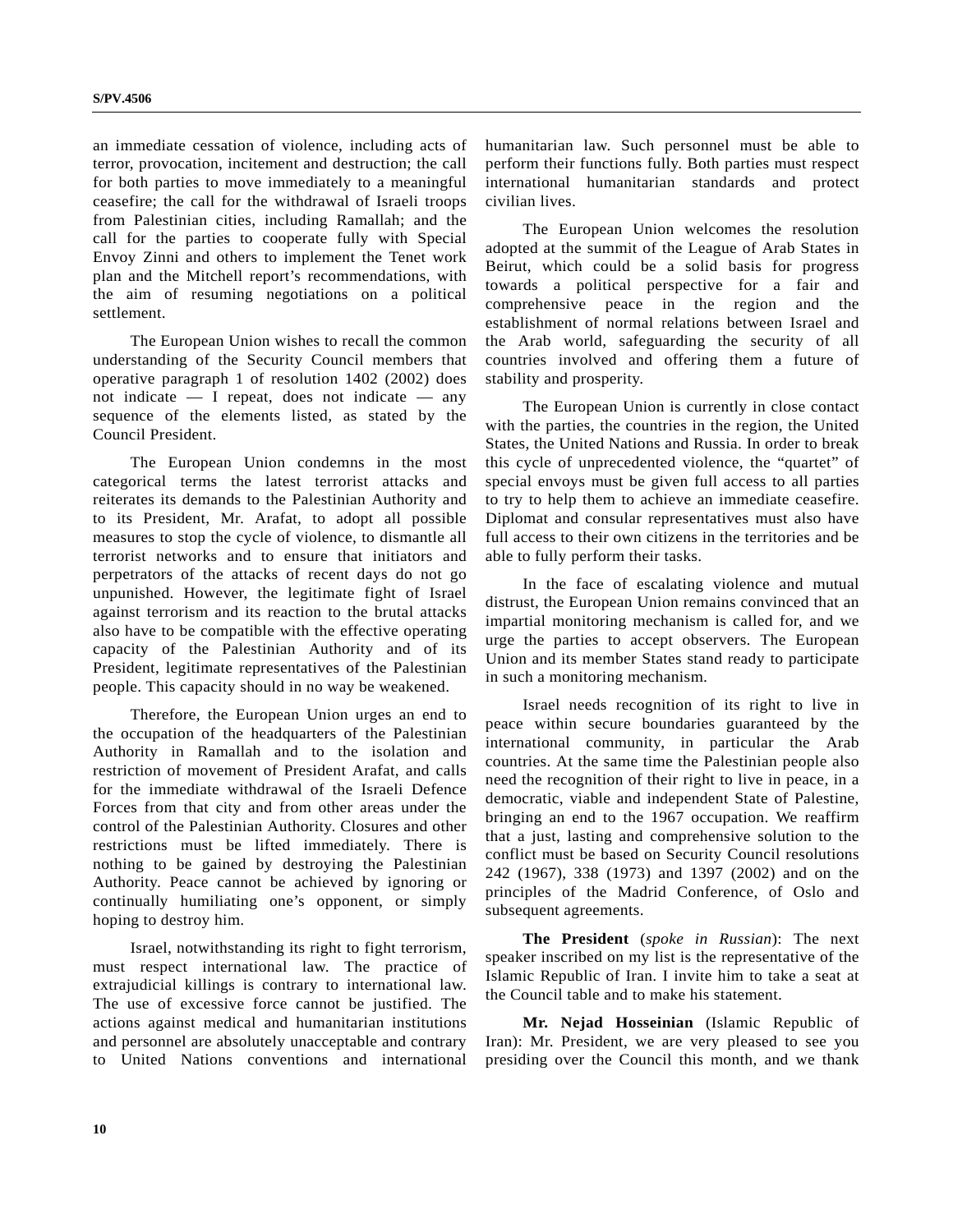an immediate cessation of violence, including acts of terror, provocation, incitement and destruction; the call for both parties to move immediately to a meaningful ceasefire; the call for the withdrawal of Israeli troops from Palestinian cities, including Ramallah; and the call for the parties to cooperate fully with Special Envoy Zinni and others to implement the Tenet work plan and the Mitchell report's recommendations, with the aim of resuming negotiations on a political settlement.

The European Union wishes to recall the common understanding of the Security Council members that operative paragraph 1 of resolution 1402 (2002) does not indicate — I repeat, does not indicate — any sequence of the elements listed, as stated by the Council President.

The European Union condemns in the most categorical terms the latest terrorist attacks and reiterates its demands to the Palestinian Authority and to its President, Mr. Arafat, to adopt all possible measures to stop the cycle of violence, to dismantle all terrorist networks and to ensure that initiators and perpetrators of the attacks of recent days do not go unpunished. However, the legitimate fight of Israel against terrorism and its reaction to the brutal attacks also have to be compatible with the effective operating capacity of the Palestinian Authority and of its President, legitimate representatives of the Palestinian people. This capacity should in no way be weakened.

Therefore, the European Union urges an end to the occupation of the headquarters of the Palestinian Authority in Ramallah and to the isolation and restriction of movement of President Arafat, and calls for the immediate withdrawal of the Israeli Defence Forces from that city and from other areas under the control of the Palestinian Authority. Closures and other restrictions must be lifted immediately. There is nothing to be gained by destroying the Palestinian Authority. Peace cannot be achieved by ignoring or continually humiliating one's opponent, or simply hoping to destroy him.

Israel, notwithstanding its right to fight terrorism, must respect international law. The practice of extrajudicial killings is contrary to international law. The use of excessive force cannot be justified. The actions against medical and humanitarian institutions and personnel are absolutely unacceptable and contrary to United Nations conventions and international humanitarian law. Such personnel must be able to perform their functions fully. Both parties must respect international humanitarian standards and protect civilian lives.

The European Union welcomes the resolution adopted at the summit of the League of Arab States in Beirut, which could be a solid basis for progress towards a political perspective for a fair and comprehensive peace in the region and the establishment of normal relations between Israel and the Arab world, safeguarding the security of all countries involved and offering them a future of stability and prosperity.

The European Union is currently in close contact with the parties, the countries in the region, the United States, the United Nations and Russia. In order to break this cycle of unprecedented violence, the "quartet" of special envoys must be given full access to all parties to try to help them to achieve an immediate ceasefire. Diplomat and consular representatives must also have full access to their own citizens in the territories and be able to fully perform their tasks.

In the face of escalating violence and mutual distrust, the European Union remains convinced that an impartial monitoring mechanism is called for, and we urge the parties to accept observers. The European Union and its member States stand ready to participate in such a monitoring mechanism.

Israel needs recognition of its right to live in peace within secure boundaries guaranteed by the international community, in particular the Arab countries. At the same time the Palestinian people also need the recognition of their right to live in peace, in a democratic, viable and independent State of Palestine, bringing an end to the 1967 occupation. We reaffirm that a just, lasting and comprehensive solution to the conflict must be based on Security Council resolutions 242 (1967), 338 (1973) and 1397 (2002) and on the principles of the Madrid Conference, of Oslo and subsequent agreements.

**The President** (*spoke in Russian*): The next speaker inscribed on my list is the representative of the Islamic Republic of Iran. I invite him to take a seat at the Council table and to make his statement.

**Mr. Nejad Hosseinian** (Islamic Republic of Iran): Mr. President, we are very pleased to see you presiding over the Council this month, and we thank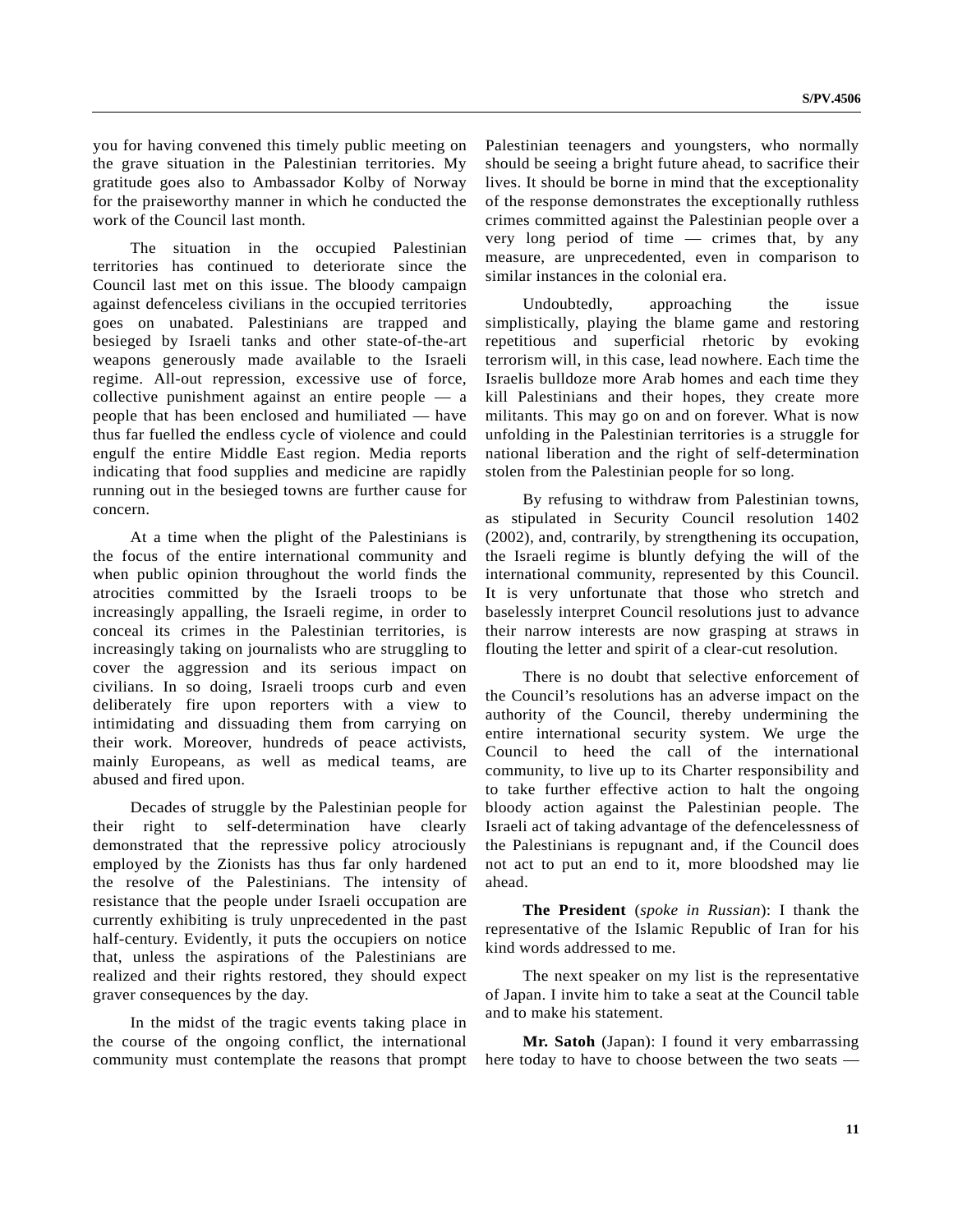you for having convened this timely public meeting on the grave situation in the Palestinian territories. My gratitude goes also to Ambassador Kolby of Norway for the praiseworthy manner in which he conducted the work of the Council last month.

The situation in the occupied Palestinian territories has continued to deteriorate since the Council last met on this issue. The bloody campaign against defenceless civilians in the occupied territories goes on unabated. Palestinians are trapped and besieged by Israeli tanks and other state-of-the-art weapons generously made available to the Israeli regime. All-out repression, excessive use of force, collective punishment against an entire people — a people that has been enclosed and humiliated — have thus far fuelled the endless cycle of violence and could engulf the entire Middle East region. Media reports indicating that food supplies and medicine are rapidly running out in the besieged towns are further cause for concern.

At a time when the plight of the Palestinians is the focus of the entire international community and when public opinion throughout the world finds the atrocities committed by the Israeli troops to be increasingly appalling, the Israeli regime, in order to conceal its crimes in the Palestinian territories, is increasingly taking on journalists who are struggling to cover the aggression and its serious impact on civilians. In so doing, Israeli troops curb and even deliberately fire upon reporters with a view to intimidating and dissuading them from carrying on their work. Moreover, hundreds of peace activists, mainly Europeans, as well as medical teams, are abused and fired upon.

Decades of struggle by the Palestinian people for their right to self-determination have clearly demonstrated that the repressive policy atrociously employed by the Zionists has thus far only hardened the resolve of the Palestinians. The intensity of resistance that the people under Israeli occupation are currently exhibiting is truly unprecedented in the past half-century. Evidently, it puts the occupiers on notice that, unless the aspirations of the Palestinians are realized and their rights restored, they should expect graver consequences by the day.

In the midst of the tragic events taking place in the course of the ongoing conflict, the international community must contemplate the reasons that prompt Palestinian teenagers and youngsters, who normally should be seeing a bright future ahead, to sacrifice their lives. It should be borne in mind that the exceptionality of the response demonstrates the exceptionally ruthless crimes committed against the Palestinian people over a very long period of time — crimes that, by any measure, are unprecedented, even in comparison to similar instances in the colonial era.

Undoubtedly, approaching the issue simplistically, playing the blame game and restoring repetitious and superficial rhetoric by evoking terrorism will, in this case, lead nowhere. Each time the Israelis bulldoze more Arab homes and each time they kill Palestinians and their hopes, they create more militants. This may go on and on forever. What is now unfolding in the Palestinian territories is a struggle for national liberation and the right of self-determination stolen from the Palestinian people for so long.

By refusing to withdraw from Palestinian towns, as stipulated in Security Council resolution 1402 (2002), and, contrarily, by strengthening its occupation, the Israeli regime is bluntly defying the will of the international community, represented by this Council. It is very unfortunate that those who stretch and baselessly interpret Council resolutions just to advance their narrow interests are now grasping at straws in flouting the letter and spirit of a clear-cut resolution.

There is no doubt that selective enforcement of the Council's resolutions has an adverse impact on the authority of the Council, thereby undermining the entire international security system. We urge the Council to heed the call of the international community, to live up to its Charter responsibility and to take further effective action to halt the ongoing bloody action against the Palestinian people. The Israeli act of taking advantage of the defencelessness of the Palestinians is repugnant and, if the Council does not act to put an end to it, more bloodshed may lie ahead.

**The President** (*spoke in Russian*): I thank the representative of the Islamic Republic of Iran for his kind words addressed to me.

The next speaker on my list is the representative of Japan. I invite him to take a seat at the Council table and to make his statement.

**Mr. Satoh** (Japan): I found it very embarrassing here today to have to choose between the two seats —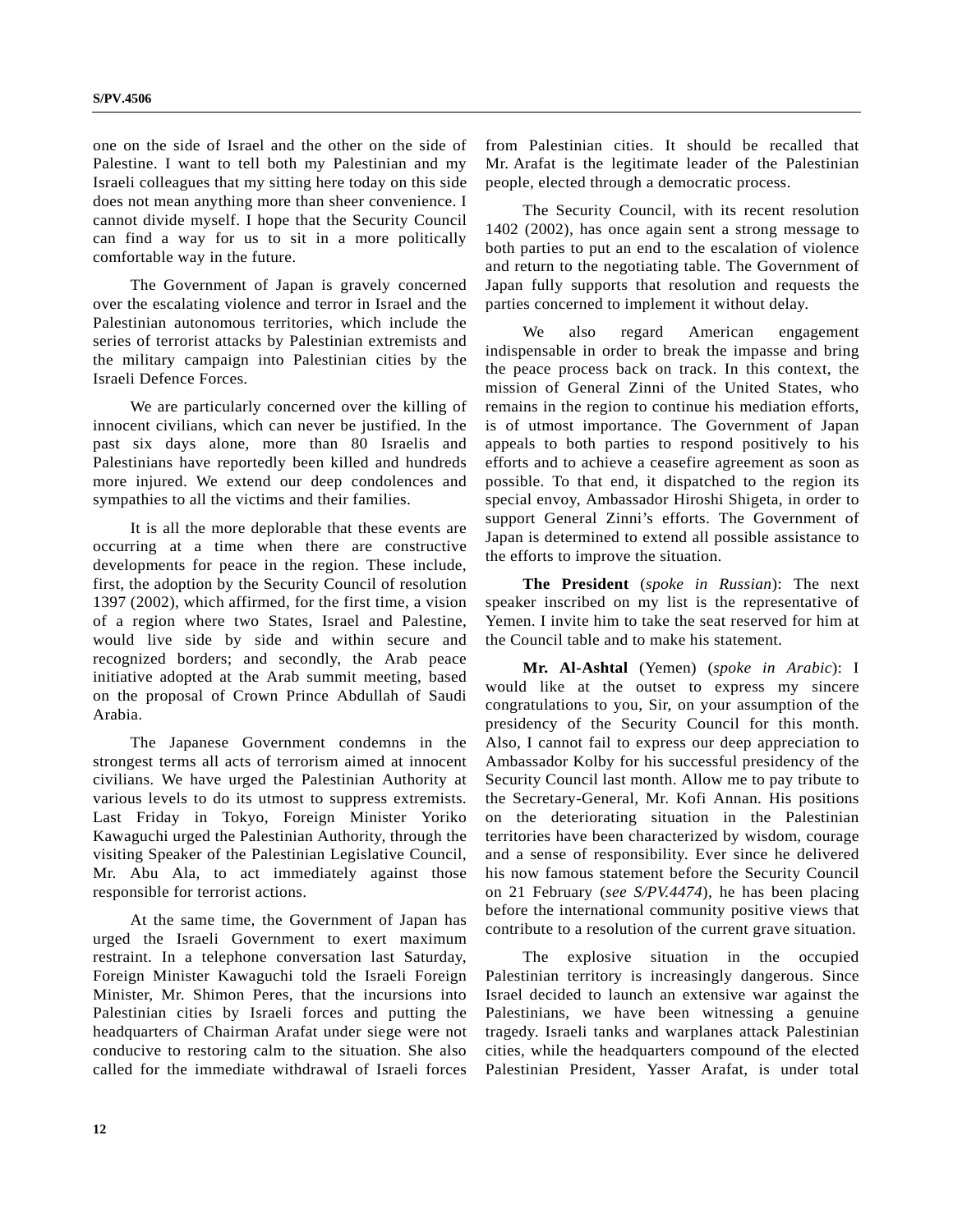one on the side of Israel and the other on the side of Palestine. I want to tell both my Palestinian and my Israeli colleagues that my sitting here today on this side does not mean anything more than sheer convenience. I cannot divide myself. I hope that the Security Council can find a way for us to sit in a more politically comfortable way in the future.

The Government of Japan is gravely concerned over the escalating violence and terror in Israel and the Palestinian autonomous territories, which include the series of terrorist attacks by Palestinian extremists and the military campaign into Palestinian cities by the Israeli Defence Forces.

We are particularly concerned over the killing of innocent civilians, which can never be justified. In the past six days alone, more than 80 Israelis and Palestinians have reportedly been killed and hundreds more injured. We extend our deep condolences and sympathies to all the victims and their families.

It is all the more deplorable that these events are occurring at a time when there are constructive developments for peace in the region. These include, first, the adoption by the Security Council of resolution 1397 (2002), which affirmed, for the first time, a vision of a region where two States, Israel and Palestine, would live side by side and within secure and recognized borders; and secondly, the Arab peace initiative adopted at the Arab summit meeting, based on the proposal of Crown Prince Abdullah of Saudi Arabia.

The Japanese Government condemns in the strongest terms all acts of terrorism aimed at innocent civilians. We have urged the Palestinian Authority at various levels to do its utmost to suppress extremists. Last Friday in Tokyo, Foreign Minister Yoriko Kawaguchi urged the Palestinian Authority, through the visiting Speaker of the Palestinian Legislative Council, Mr. Abu Ala, to act immediately against those responsible for terrorist actions.

At the same time, the Government of Japan has urged the Israeli Government to exert maximum restraint. In a telephone conversation last Saturday, Foreign Minister Kawaguchi told the Israeli Foreign Minister, Mr. Shimon Peres, that the incursions into Palestinian cities by Israeli forces and putting the headquarters of Chairman Arafat under siege were not conducive to restoring calm to the situation. She also called for the immediate withdrawal of Israeli forces from Palestinian cities. It should be recalled that Mr. Arafat is the legitimate leader of the Palestinian people, elected through a democratic process.

The Security Council, with its recent resolution 1402 (2002), has once again sent a strong message to both parties to put an end to the escalation of violence and return to the negotiating table. The Government of Japan fully supports that resolution and requests the parties concerned to implement it without delay.

We also regard American engagement indispensable in order to break the impasse and bring the peace process back on track. In this context, the mission of General Zinni of the United States, who remains in the region to continue his mediation efforts, is of utmost importance. The Government of Japan appeals to both parties to respond positively to his efforts and to achieve a ceasefire agreement as soon as possible. To that end, it dispatched to the region its special envoy, Ambassador Hiroshi Shigeta, in order to support General Zinni's efforts. The Government of Japan is determined to extend all possible assistance to the efforts to improve the situation.

**The President** (*spoke in Russian*): The next speaker inscribed on my list is the representative of Yemen. I invite him to take the seat reserved for him at the Council table and to make his statement.

**Mr. Al-Ashtal** (Yemen) (*spoke in Arabic*): I would like at the outset to express my sincere congratulations to you, Sir, on your assumption of the presidency of the Security Council for this month. Also, I cannot fail to express our deep appreciation to Ambassador Kolby for his successful presidency of the Security Council last month. Allow me to pay tribute to the Secretary-General, Mr. Kofi Annan. His positions on the deteriorating situation in the Palestinian territories have been characterized by wisdom, courage and a sense of responsibility. Ever since he delivered his now famous statement before the Security Council on 21 February (*see S/PV.4474*), he has been placing before the international community positive views that contribute to a resolution of the current grave situation.

The explosive situation in the occupied Palestinian territory is increasingly dangerous. Since Israel decided to launch an extensive war against the Palestinians, we have been witnessing a genuine tragedy. Israeli tanks and warplanes attack Palestinian cities, while the headquarters compound of the elected Palestinian President, Yasser Arafat, is under total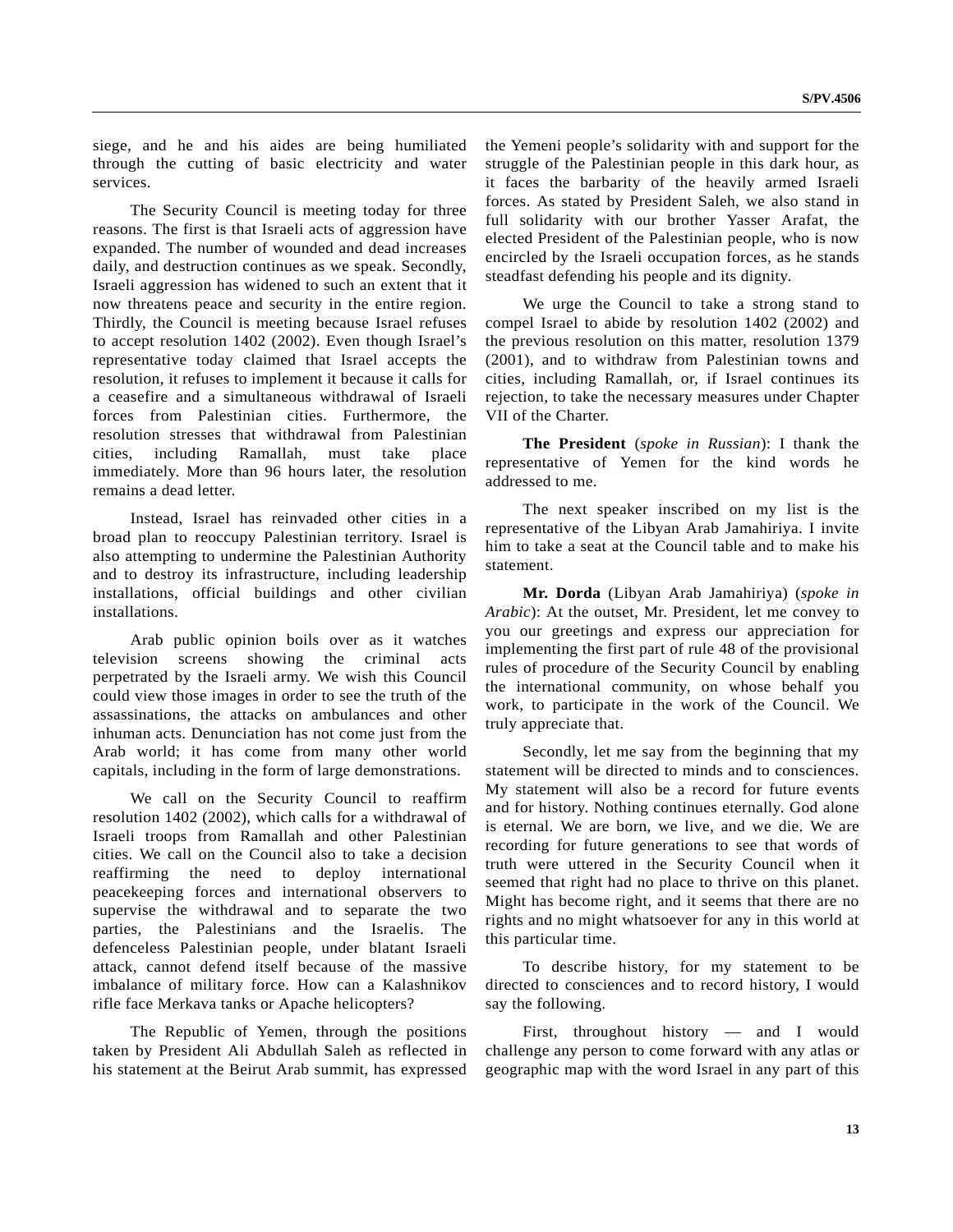siege, and he and his aides are being humiliated through the cutting of basic electricity and water services.

The Security Council is meeting today for three reasons. The first is that Israeli acts of aggression have expanded. The number of wounded and dead increases daily, and destruction continues as we speak. Secondly, Israeli aggression has widened to such an extent that it now threatens peace and security in the entire region. Thirdly, the Council is meeting because Israel refuses to accept resolution 1402 (2002). Even though Israel's representative today claimed that Israel accepts the resolution, it refuses to implement it because it calls for a ceasefire and a simultaneous withdrawal of Israeli forces from Palestinian cities. Furthermore, the resolution stresses that withdrawal from Palestinian cities, including Ramallah, must take place immediately. More than 96 hours later, the resolution remains a dead letter.

Instead, Israel has reinvaded other cities in a broad plan to reoccupy Palestinian territory. Israel is also attempting to undermine the Palestinian Authority and to destroy its infrastructure, including leadership installations, official buildings and other civilian installations.

Arab public opinion boils over as it watches television screens showing the criminal acts perpetrated by the Israeli army. We wish this Council could view those images in order to see the truth of the assassinations, the attacks on ambulances and other inhuman acts. Denunciation has not come just from the Arab world; it has come from many other world capitals, including in the form of large demonstrations.

We call on the Security Council to reaffirm resolution 1402 (2002), which calls for a withdrawal of Israeli troops from Ramallah and other Palestinian cities. We call on the Council also to take a decision reaffirming the need to deploy international peacekeeping forces and international observers to supervise the withdrawal and to separate the two parties, the Palestinians and the Israelis. The defenceless Palestinian people, under blatant Israeli attack, cannot defend itself because of the massive imbalance of military force. How can a Kalashnikov rifle face Merkava tanks or Apache helicopters?

The Republic of Yemen, through the positions taken by President Ali Abdullah Saleh as reflected in his statement at the Beirut Arab summit, has expressed the Yemeni people's solidarity with and support for the struggle of the Palestinian people in this dark hour, as it faces the barbarity of the heavily armed Israeli forces. As stated by President Saleh, we also stand in full solidarity with our brother Yasser Arafat, the elected President of the Palestinian people, who is now encircled by the Israeli occupation forces, as he stands steadfast defending his people and its dignity.

We urge the Council to take a strong stand to compel Israel to abide by resolution 1402 (2002) and the previous resolution on this matter, resolution 1379 (2001), and to withdraw from Palestinian towns and cities, including Ramallah, or, if Israel continues its rejection, to take the necessary measures under Chapter VII of the Charter.

**The President** (*spoke in Russian*): I thank the representative of Yemen for the kind words he addressed to me.

The next speaker inscribed on my list is the representative of the Libyan Arab Jamahiriya. I invite him to take a seat at the Council table and to make his statement.

**Mr. Dorda** (Libyan Arab Jamahiriya) (*spoke in Arabic*): At the outset, Mr. President, let me convey to you our greetings and express our appreciation for implementing the first part of rule 48 of the provisional rules of procedure of the Security Council by enabling the international community, on whose behalf you work, to participate in the work of the Council. We truly appreciate that.

Secondly, let me say from the beginning that my statement will be directed to minds and to consciences. My statement will also be a record for future events and for history. Nothing continues eternally. God alone is eternal. We are born, we live, and we die. We are recording for future generations to see that words of truth were uttered in the Security Council when it seemed that right had no place to thrive on this planet. Might has become right, and it seems that there are no rights and no might whatsoever for any in this world at this particular time.

To describe history, for my statement to be directed to consciences and to record history, I would say the following.

First, throughout history — and I would challenge any person to come forward with any atlas or geographic map with the word Israel in any part of this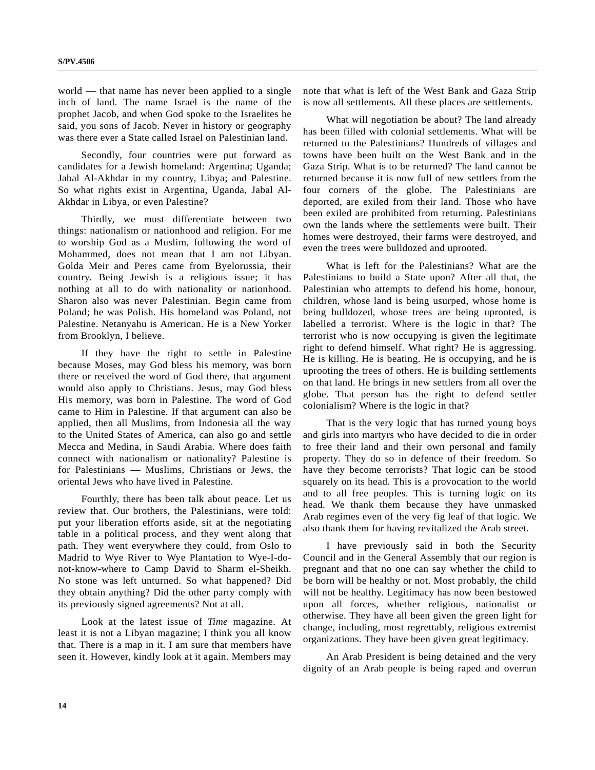world — that name has never been applied to a single inch of land. The name Israel is the name of the prophet Jacob, and when God spoke to the Israelites he said, you sons of Jacob. Never in history or geography was there ever a State called Israel on Palestinian land.

Secondly, four countries were put forward as candidates for a Jewish homeland: Argentina; Uganda; Jabal Al-Akhdar in my country, Libya; and Palestine. So what rights exist in Argentina, Uganda, Jabal Al-Akhdar in Libya, or even Palestine?

Thirdly, we must differentiate between two things: nationalism or nationhood and religion. For me to worship God as a Muslim, following the word of Mohammed, does not mean that I am not Libyan. Golda Meir and Peres came from Byelorussia, their country. Being Jewish is a religious issue; it has nothing at all to do with nationality or nationhood. Sharon also was never Palestinian. Begin came from Poland; he was Polish. His homeland was Poland, not Palestine. Netanyahu is American. He is a New Yorker from Brooklyn, I believe.

If they have the right to settle in Palestine because Moses, may God bless his memory, was born there or received the word of God there, that argument would also apply to Christians. Jesus, may God bless His memory, was born in Palestine. The word of God came to Him in Palestine. If that argument can also be applied, then all Muslims, from Indonesia all the way to the United States of America, can also go and settle Mecca and Medina, in Saudi Arabia. Where does faith connect with nationalism or nationality? Palestine is for Palestinians — Muslims, Christians or Jews, the oriental Jews who have lived in Palestine.

Fourthly, there has been talk about peace. Let us review that. Our brothers, the Palestinians, were told: put your liberation efforts aside, sit at the negotiating table in a political process, and they went along that path. They went everywhere they could, from Oslo to Madrid to Wye River to Wye Plantation to Wye-I-do-not-know-where to Camp David to Sharm el-Sheikh. No stone was left unturned. So what happened? Did they obtain anything? Did the other party comply with its previously signed agreements? Not at all.

Look at the latest issue of *Time* magazine. At least it is not a Libyan magazine; I think you all know that. There is a map in it. I am sure that members have seen it. However, kindly look at it again. Members may note that what is left of the West Bank and Gaza Strip is now all settlements. All these places are settlements.

What will negotiation be about? The land already has been filled with colonial settlements. What will be returned to the Palestinians? Hundreds of villages and towns have been built on the West Bank and in the Gaza Strip. What is to be returned? The land cannot be returned because it is now full of new settlers from the four corners of the globe. The Palestinians are deported, are exiled from their land. Those who have been exiled are prohibited from returning. Palestinians own the lands where the settlements were built. Their homes were destroyed, their farms were destroyed, and even the trees were bulldozed and uprooted.

What is left for the Palestinians? What are the Palestinians to build a State upon? After all that, the Palestinian who attempts to defend his home, honour, children, whose land is being usurped, whose home is being bulldozed, whose trees are being uprooted, is labelled a terrorist. Where is the logic in that? The terrorist who is now occupying is given the legitimate right to defend himself. What right? He is aggressing. He is killing. He is beating. He is occupying, and he is uprooting the trees of others. He is building settlements on that land. He brings in new settlers from all over the globe. That person has the right to defend settler colonialism? Where is the logic in that?

That is the very logic that has turned young boys and girls into martyrs who have decided to die in order to free their land and their own personal and family property. They do so in defence of their freedom. So have they become terrorists? That logic can be stood squarely on its head. This is a provocation to the world and to all free peoples. This is turning logic on its head. We thank them because they have unmasked Arab regimes even of the very fig leaf of that logic. We also thank them for having revitalized the Arab street.

I have previously said in both the Security Council and in the General Assembly that our region is pregnant and that no one can say whether the child to be born will be healthy or not. Most probably, the child will not be healthy. Legitimacy has now been bestowed upon all forces, whether religious, nationalist or otherwise. They have all been given the green light for change, including, most regrettably, religious extremist organizations. They have been given great legitimacy.

An Arab President is being detained and the very dignity of an Arab people is being raped and overrun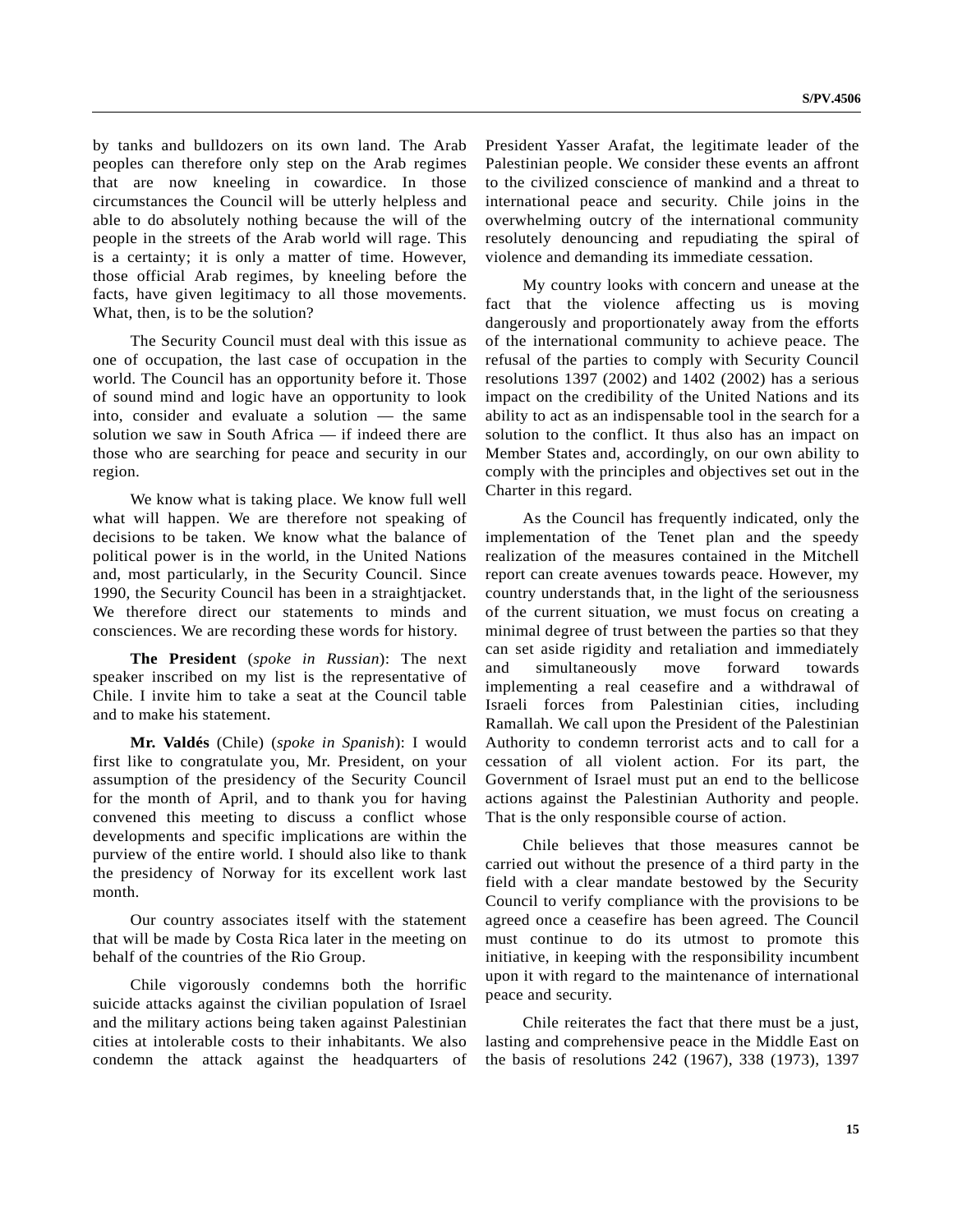by tanks and bulldozers on its own land. The Arab peoples can therefore only step on the Arab regimes that are now kneeling in cowardice. In those circumstances the Council will be utterly helpless and able to do absolutely nothing because the will of the people in the streets of the Arab world will rage. This is a certainty; it is only a matter of time. However, those official Arab regimes, by kneeling before the facts, have given legitimacy to all those movements. What, then, is to be the solution?

The Security Council must deal with this issue as one of occupation, the last case of occupation in the world. The Council has an opportunity before it. Those of sound mind and logic have an opportunity to look into, consider and evaluate a solution — the same solution we saw in South Africa — if indeed there are those who are searching for peace and security in our region.

We know what is taking place. We know full well what will happen. We are therefore not speaking of decisions to be taken. We know what the balance of political power is in the world, in the United Nations and, most particularly, in the Security Council. Since 1990, the Security Council has been in a straightjacket. We therefore direct our statements to minds and consciences. We are recording these words for history.

**The President** (*spoke in Russian*): The next speaker inscribed on my list is the representative of Chile. I invite him to take a seat at the Council table and to make his statement.

**Mr. Valdés** (Chile) (*spoke in Spanish*): I would first like to congratulate you, Mr. President, on your assumption of the presidency of the Security Council for the month of April, and to thank you for having convened this meeting to discuss a conflict whose developments and specific implications are within the purview of the entire world. I should also like to thank the presidency of Norway for its excellent work last month.

Our country associates itself with the statement that will be made by Costa Rica later in the meeting on behalf of the countries of the Rio Group.

Chile vigorously condemns both the horrific suicide attacks against the civilian population of Israel and the military actions being taken against Palestinian cities at intolerable costs to their inhabitants. We also condemn the attack against the headquarters of President Yasser Arafat, the legitimate leader of the Palestinian people. We consider these events an affront to the civilized conscience of mankind and a threat to international peace and security. Chile joins in the overwhelming outcry of the international community resolutely denouncing and repudiating the spiral of violence and demanding its immediate cessation.

My country looks with concern and unease at the fact that the violence affecting us is moving dangerously and proportionately away from the efforts of the international community to achieve peace. The refusal of the parties to comply with Security Council resolutions 1397 (2002) and 1402 (2002) has a serious impact on the credibility of the United Nations and its ability to act as an indispensable tool in the search for a solution to the conflict. It thus also has an impact on Member States and, accordingly, on our own ability to comply with the principles and objectives set out in the Charter in this regard.

As the Council has frequently indicated, only the implementation of the Tenet plan and the speedy realization of the measures contained in the Mitchell report can create avenues towards peace. However, my country understands that, in the light of the seriousness of the current situation, we must focus on creating a minimal degree of trust between the parties so that they can set aside rigidity and retaliation and immediately and simultaneously move forward towards implementing a real ceasefire and a withdrawal of Israeli forces from Palestinian cities, including Ramallah. We call upon the President of the Palestinian Authority to condemn terrorist acts and to call for a cessation of all violent action. For its part, the Government of Israel must put an end to the bellicose actions against the Palestinian Authority and people. That is the only responsible course of action.

Chile believes that those measures cannot be carried out without the presence of a third party in the field with a clear mandate bestowed by the Security Council to verify compliance with the provisions to be agreed once a ceasefire has been agreed. The Council must continue to do its utmost to promote this initiative, in keeping with the responsibility incumbent upon it with regard to the maintenance of international peace and security.

Chile reiterates the fact that there must be a just, lasting and comprehensive peace in the Middle East on the basis of resolutions 242 (1967), 338 (1973), 1397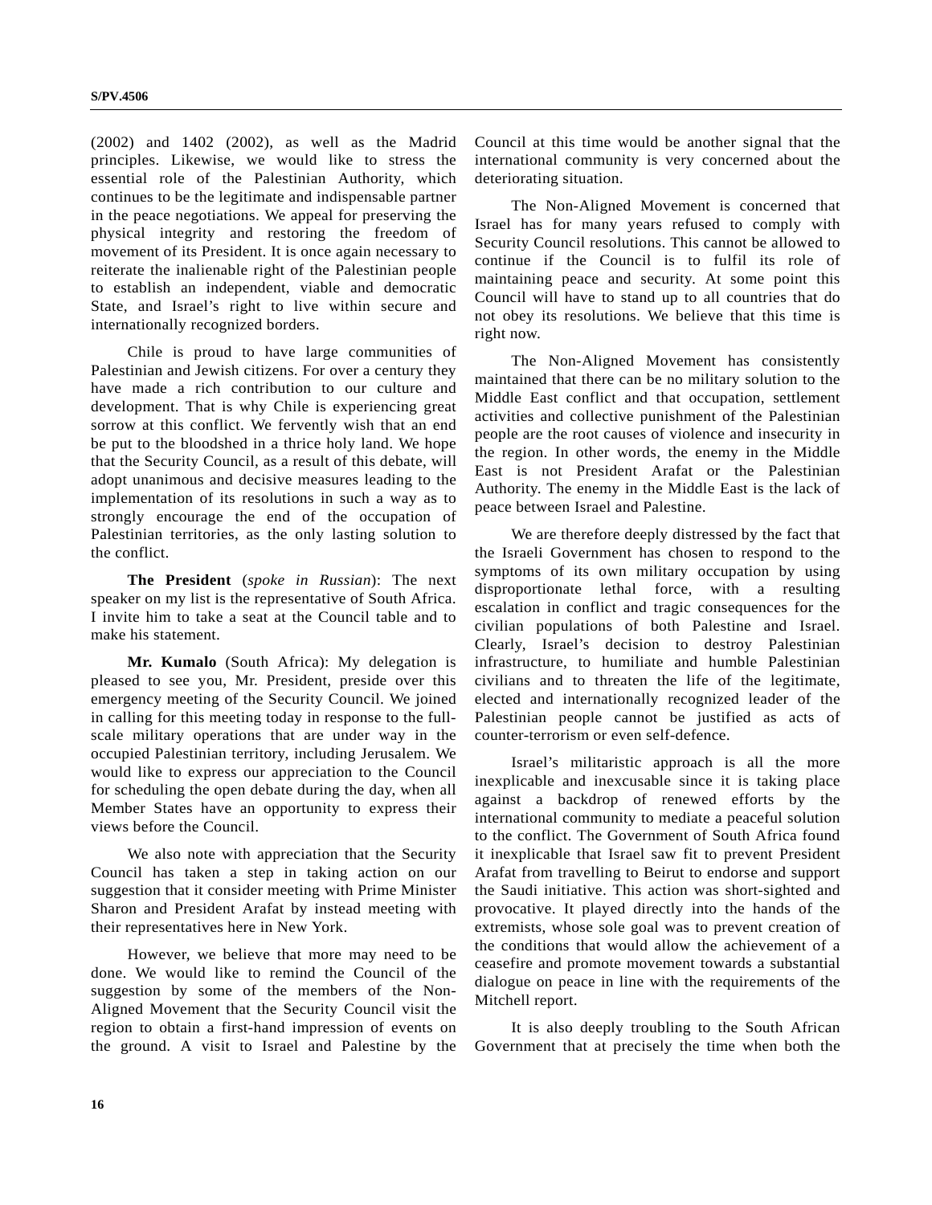(2002) and 1402 (2002), as well as the Madrid principles. Likewise, we would like to stress the essential role of the Palestinian Authority, which continues to be the legitimate and indispensable partner in the peace negotiations. We appeal for preserving the physical integrity and restoring the freedom of movement of its President. It is once again necessary to reiterate the inalienable right of the Palestinian people to establish an independent, viable and democratic State, and Israel's right to live within secure and internationally recognized borders.

Chile is proud to have large communities of Palestinian and Jewish citizens. For over a century they have made a rich contribution to our culture and development. That is why Chile is experiencing great sorrow at this conflict. We fervently wish that an end be put to the bloodshed in a thrice holy land. We hope that the Security Council, as a result of this debate, will adopt unanimous and decisive measures leading to the implementation of its resolutions in such a way as to strongly encourage the end of the occupation of Palestinian territories, as the only lasting solution to the conflict.

**The President** (*spoke in Russian*): The next speaker on my list is the representative of South Africa. I invite him to take a seat at the Council table and to make his statement.

**Mr. Kumalo** (South Africa): My delegation is pleased to see you, Mr. President, preside over this emergency meeting of the Security Council. We joined in calling for this meeting today in response to the full-scale military operations that are under way in the occupied Palestinian territory, including Jerusalem. We would like to express our appreciation to the Council for scheduling the open debate during the day, when all Member States have an opportunity to express their views before the Council.

We also note with appreciation that the Security Council has taken a step in taking action on our suggestion that it consider meeting with Prime Minister Sharon and President Arafat by instead meeting with their representatives here in New York.

However, we believe that more may need to be done. We would like to remind the Council of the suggestion by some of the members of the Non-Aligned Movement that the Security Council visit the region to obtain a first-hand impression of events on the ground. A visit to Israel and Palestine by the Council at this time would be another signal that the international community is very concerned about the deteriorating situation.

The Non-Aligned Movement is concerned that Israel has for many years refused to comply with Security Council resolutions. This cannot be allowed to continue if the Council is to fulfil its role of maintaining peace and security. At some point this Council will have to stand up to all countries that do not obey its resolutions. We believe that this time is right now.

The Non-Aligned Movement has consistently maintained that there can be no military solution to the Middle East conflict and that occupation, settlement activities and collective punishment of the Palestinian people are the root causes of violence and insecurity in the region. In other words, the enemy in the Middle East is not President Arafat or the Palestinian Authority. The enemy in the Middle East is the lack of peace between Israel and Palestine.

We are therefore deeply distressed by the fact that the Israeli Government has chosen to respond to the symptoms of its own military occupation by using disproportionate lethal force, with a resulting escalation in conflict and tragic consequences for the civilian populations of both Palestine and Israel. Clearly, Israel's decision to destroy Palestinian infrastructure, to humiliate and humble Palestinian civilians and to threaten the life of the legitimate, elected and internationally recognized leader of the Palestinian people cannot be justified as acts of counter-terrorism or even self-defence.

Israel's militaristic approach is all the more inexplicable and inexcusable since it is taking place against a backdrop of renewed efforts by the international community to mediate a peaceful solution to the conflict. The Government of South Africa found it inexplicable that Israel saw fit to prevent President Arafat from travelling to Beirut to endorse and support the Saudi initiative. This action was short-sighted and provocative. It played directly into the hands of the extremists, whose sole goal was to prevent creation of the conditions that would allow the achievement of a ceasefire and promote movement towards a substantial dialogue on peace in line with the requirements of the Mitchell report.

It is also deeply troubling to the South African Government that at precisely the time when both the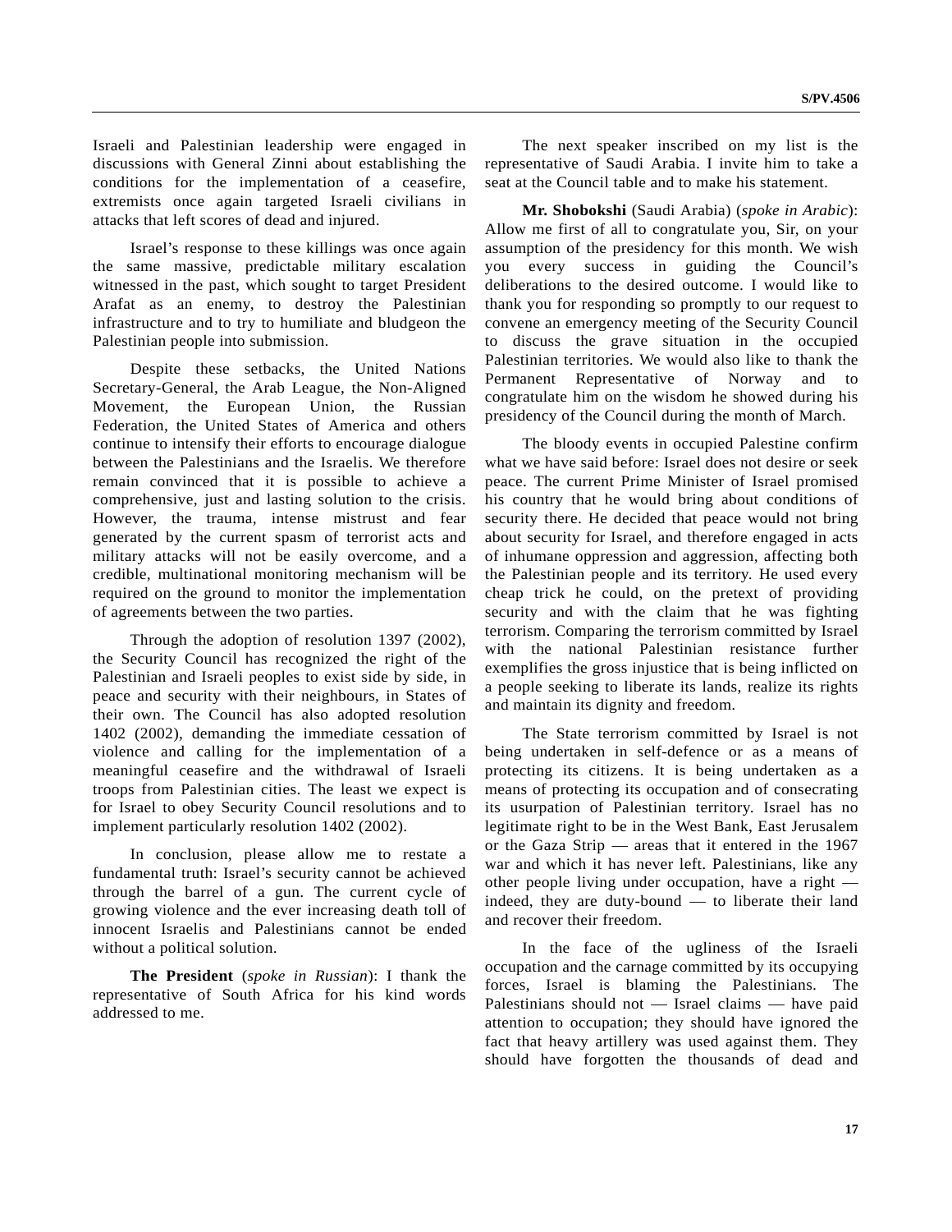Israeli and Palestinian leadership were engaged in discussions with General Zinni about establishing the conditions for the implementation of a ceasefire, extremists once again targeted Israeli civilians in attacks that left scores of dead and injured.

Israel's response to these killings was once again the same massive, predictable military escalation witnessed in the past, which sought to target President Arafat as an enemy, to destroy the Palestinian infrastructure and to try to humiliate and bludgeon the Palestinian people into submission.

Despite these setbacks, the United Nations Secretary-General, the Arab League, the Non-Aligned Movement, the European Union, the Russian Federation, the United States of America and others continue to intensify their efforts to encourage dialogue between the Palestinians and the Israelis. We therefore remain convinced that it is possible to achieve a comprehensive, just and lasting solution to the crisis. However, the trauma, intense mistrust and fear generated by the current spasm of terrorist acts and military attacks will not be easily overcome, and a credible, multinational monitoring mechanism will be required on the ground to monitor the implementation of agreements between the two parties.

Through the adoption of resolution 1397 (2002), the Security Council has recognized the right of the Palestinian and Israeli peoples to exist side by side, in peace and security with their neighbours, in States of their own. The Council has also adopted resolution 1402 (2002), demanding the immediate cessation of violence and calling for the implementation of a meaningful ceasefire and the withdrawal of Israeli troops from Palestinian cities. The least we expect is for Israel to obey Security Council resolutions and to implement particularly resolution 1402 (2002).

In conclusion, please allow me to restate a fundamental truth: Israel's security cannot be achieved through the barrel of a gun. The current cycle of growing violence and the ever increasing death toll of innocent Israelis and Palestinians cannot be ended without a political solution.

**The President** (*spoke in Russian*): I thank the representative of South Africa for his kind words addressed to me.

The next speaker inscribed on my list is the representative of Saudi Arabia. I invite him to take a seat at the Council table and to make his statement.

**Mr. Shobokshi** (Saudi Arabia) (*spoke in Arabic*): Allow me first of all to congratulate you, Sir, on your assumption of the presidency for this month. We wish you every success in guiding the Council's deliberations to the desired outcome. I would like to thank you for responding so promptly to our request to convene an emergency meeting of the Security Council to discuss the grave situation in the occupied Palestinian territories. We would also like to thank the Permanent Representative of Norway and to congratulate him on the wisdom he showed during his presidency of the Council during the month of March.

The bloody events in occupied Palestine confirm what we have said before: Israel does not desire or seek peace. The current Prime Minister of Israel promised his country that he would bring about conditions of security there. He decided that peace would not bring about security for Israel, and therefore engaged in acts of inhumane oppression and aggression, affecting both the Palestinian people and its territory. He used every cheap trick he could, on the pretext of providing security and with the claim that he was fighting terrorism. Comparing the terrorism committed by Israel with the national Palestinian resistance further exemplifies the gross injustice that is being inflicted on a people seeking to liberate its lands, realize its rights and maintain its dignity and freedom.

The State terrorism committed by Israel is not being undertaken in self-defence or as a means of protecting its citizens. It is being undertaken as a means of protecting its occupation and of consecrating its usurpation of Palestinian territory. Israel has no legitimate right to be in the West Bank, East Jerusalem or the Gaza Strip — areas that it entered in the 1967 war and which it has never left. Palestinians, like any other people living under occupation, have a right — indeed, they are duty-bound — to liberate their land and recover their freedom.

In the face of the ugliness of the Israeli occupation and the carnage committed by its occupying forces, Israel is blaming the Palestinians. The Palestinians should not — Israel claims — have paid attention to occupation; they should have ignored the fact that heavy artillery was used against them. They should have forgotten the thousands of dead and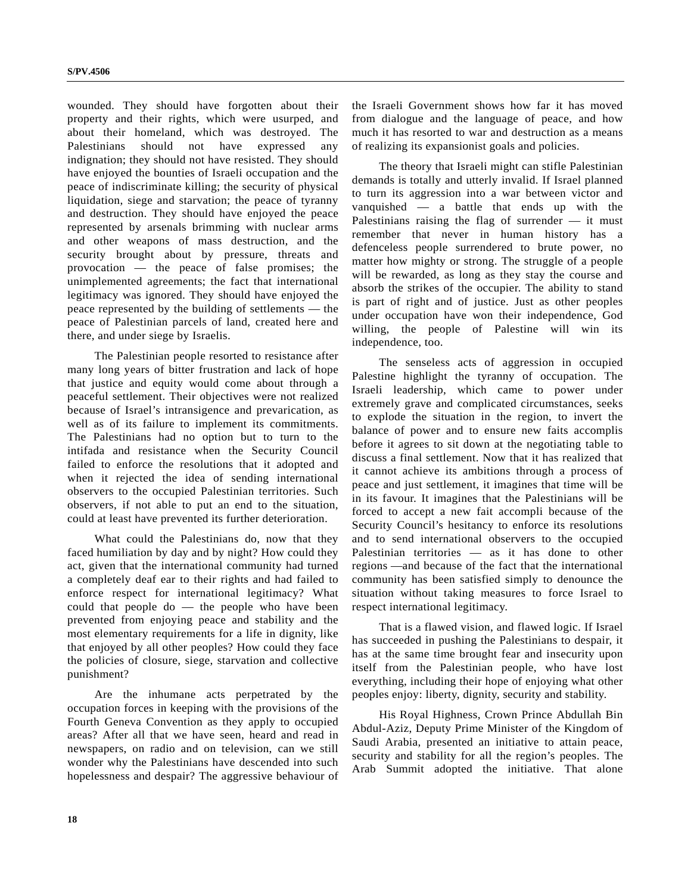wounded. They should have forgotten about their property and their rights, which were usurped, and about their homeland, which was destroyed. The Palestinians should not have expressed any indignation; they should not have resisted. They should have enjoyed the bounties of Israeli occupation and the peace of indiscriminate killing; the security of physical liquidation, siege and starvation; the peace of tyranny and destruction. They should have enjoyed the peace represented by arsenals brimming with nuclear arms and other weapons of mass destruction, and the security brought about by pressure, threats and provocation — the peace of false promises; the unimplemented agreements; the fact that international legitimacy was ignored. They should have enjoyed the peace represented by the building of settlements — the peace of Palestinian parcels of land, created here and there, and under siege by Israelis.

The Palestinian people resorted to resistance after many long years of bitter frustration and lack of hope that justice and equity would come about through a peaceful settlement. Their objectives were not realized because of Israel's intransigence and prevarication, as well as of its failure to implement its commitments. The Palestinians had no option but to turn to the intifada and resistance when the Security Council failed to enforce the resolutions that it adopted and when it rejected the idea of sending international observers to the occupied Palestinian territories. Such observers, if not able to put an end to the situation, could at least have prevented its further deterioration.

What could the Palestinians do, now that they faced humiliation by day and by night? How could they act, given that the international community had turned a completely deaf ear to their rights and had failed to enforce respect for international legitimacy? What could that people do — the people who have been prevented from enjoying peace and stability and the most elementary requirements for a life in dignity, like that enjoyed by all other peoples? How could they face the policies of closure, siege, starvation and collective punishment?

Are the inhumane acts perpetrated by the occupation forces in keeping with the provisions of the Fourth Geneva Convention as they apply to occupied areas? After all that we have seen, heard and read in newspapers, on radio and on television, can we still wonder why the Palestinians have descended into such hopelessness and despair? The aggressive behaviour of the Israeli Government shows how far it has moved from dialogue and the language of peace, and how much it has resorted to war and destruction as a means of realizing its expansionist goals and policies.

The theory that Israeli might can stifle Palestinian demands is totally and utterly invalid. If Israel planned to turn its aggression into a war between victor and vanquished — a battle that ends up with the Palestinians raising the flag of surrender — it must remember that never in human history has a defenceless people surrendered to brute power, no matter how mighty or strong. The struggle of a people will be rewarded, as long as they stay the course and absorb the strikes of the occupier. The ability to stand is part of right and of justice. Just as other peoples under occupation have won their independence, God willing, the people of Palestine will win its independence, too.

The senseless acts of aggression in occupied Palestine highlight the tyranny of occupation. The Israeli leadership, which came to power under extremely grave and complicated circumstances, seeks to explode the situation in the region, to invert the balance of power and to ensure new faits accomplis before it agrees to sit down at the negotiating table to discuss a final settlement. Now that it has realized that it cannot achieve its ambitions through a process of peace and just settlement, it imagines that time will be in its favour. It imagines that the Palestinians will be forced to accept a new fait accompli because of the Security Council's hesitancy to enforce its resolutions and to send international observers to the occupied Palestinian territories — as it has done to other regions —and because of the fact that the international community has been satisfied simply to denounce the situation without taking measures to force Israel to respect international legitimacy.

That is a flawed vision, and flawed logic. If Israel has succeeded in pushing the Palestinians to despair, it has at the same time brought fear and insecurity upon itself from the Palestinian people, who have lost everything, including their hope of enjoying what other peoples enjoy: liberty, dignity, security and stability.

His Royal Highness, Crown Prince Abdullah Bin Abdul-Aziz, Deputy Prime Minister of the Kingdom of Saudi Arabia, presented an initiative to attain peace, security and stability for all the region's peoples. The Arab Summit adopted the initiative. That alone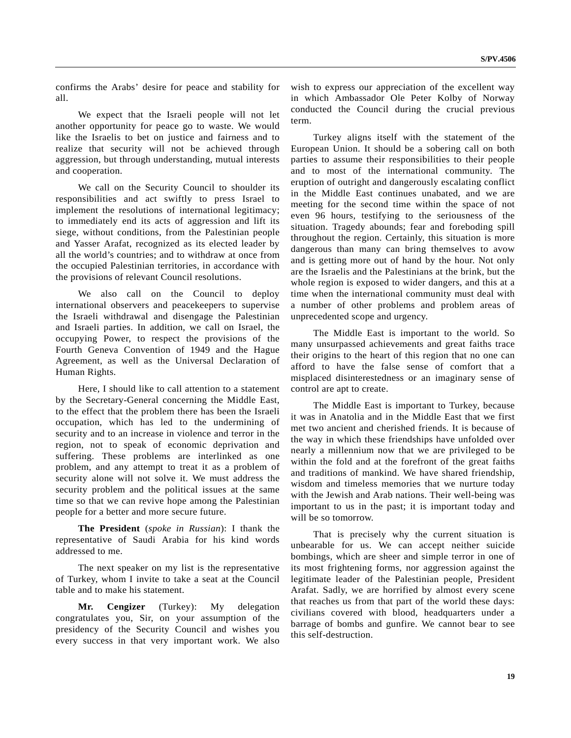confirms the Arabs' desire for peace and stability for all.

We expect that the Israeli people will not let another opportunity for peace go to waste. We would like the Israelis to bet on justice and fairness and to realize that security will not be achieved through aggression, but through understanding, mutual interests and cooperation.

We call on the Security Council to shoulder its responsibilities and act swiftly to press Israel to implement the resolutions of international legitimacy; to immediately end its acts of aggression and lift its siege, without conditions, from the Palestinian people and Yasser Arafat, recognized as its elected leader by all the world's countries; and to withdraw at once from the occupied Palestinian territories, in accordance with the provisions of relevant Council resolutions.

We also call on the Council to deploy international observers and peacekeepers to supervise the Israeli withdrawal and disengage the Palestinian and Israeli parties. In addition, we call on Israel, the occupying Power, to respect the provisions of the Fourth Geneva Convention of 1949 and the Hague Agreement, as well as the Universal Declaration of Human Rights.

Here, I should like to call attention to a statement by the Secretary-General concerning the Middle East, to the effect that the problem there has been the Israeli occupation, which has led to the undermining of security and to an increase in violence and terror in the region, not to speak of economic deprivation and suffering. These problems are interlinked as one problem, and any attempt to treat it as a problem of security alone will not solve it. We must address the security problem and the political issues at the same time so that we can revive hope among the Palestinian people for a better and more secure future.

**The President** (*spoke in Russian*): I thank the representative of Saudi Arabia for his kind words addressed to me.

The next speaker on my list is the representative of Turkey, whom I invite to take a seat at the Council table and to make his statement.

**Mr. Cengizer** (Turkey): My delegation congratulates you, Sir, on your assumption of the presidency of the Security Council and wishes you every success in that very important work. We also wish to express our appreciation of the excellent way in which Ambassador Ole Peter Kolby of Norway conducted the Council during the crucial previous term.

Turkey aligns itself with the statement of the European Union. It should be a sobering call on both parties to assume their responsibilities to their people and to most of the international community. The eruption of outright and dangerously escalating conflict in the Middle East continues unabated, and we are meeting for the second time within the space of not even 96 hours, testifying to the seriousness of the situation. Tragedy abounds; fear and foreboding spill throughout the region. Certainly, this situation is more dangerous than many can bring themselves to avow and is getting more out of hand by the hour. Not only are the Israelis and the Palestinians at the brink, but the whole region is exposed to wider dangers, and this at a time when the international community must deal with a number of other problems and problem areas of unprecedented scope and urgency.

The Middle East is important to the world. So many unsurpassed achievements and great faiths trace their origins to the heart of this region that no one can afford to have the false sense of comfort that a misplaced disinterestedness or an imaginary sense of control are apt to create.

The Middle East is important to Turkey, because it was in Anatolia and in the Middle East that we first met two ancient and cherished friends. It is because of the way in which these friendships have unfolded over nearly a millennium now that we are privileged to be within the fold and at the forefront of the great faiths and traditions of mankind. We have shared friendship, wisdom and timeless memories that we nurture today with the Jewish and Arab nations. Their well-being was important to us in the past; it is important today and will be so tomorrow.

That is precisely why the current situation is unbearable for us. We can accept neither suicide bombings, which are sheer and simple terror in one of its most frightening forms, nor aggression against the legitimate leader of the Palestinian people, President Arafat. Sadly, we are horrified by almost every scene that reaches us from that part of the world these days: civilians covered with blood, headquarters under a barrage of bombs and gunfire. We cannot bear to see this self-destruction.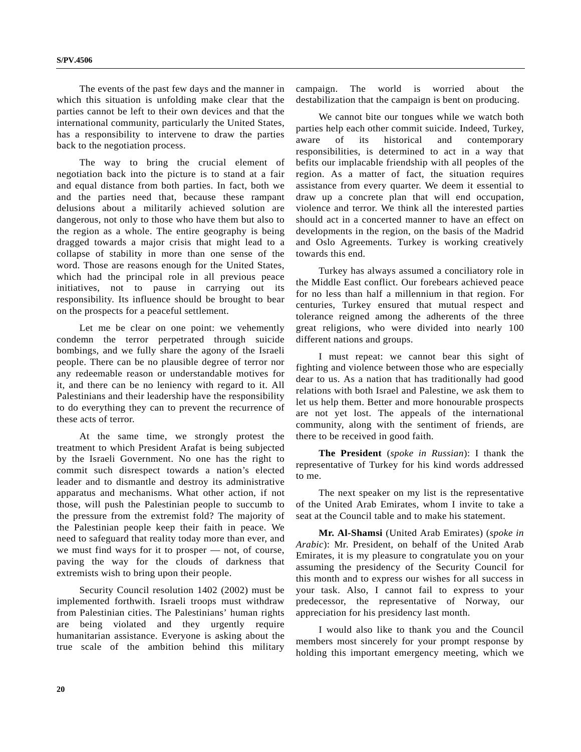The events of the past few days and the manner in which this situation is unfolding make clear that the parties cannot be left to their own devices and that the international community, particularly the United States, has a responsibility to intervene to draw the parties back to the negotiation process.

The way to bring the crucial element of negotiation back into the picture is to stand at a fair and equal distance from both parties. In fact, both we and the parties need that, because these rampant delusions about a militarily achieved solution are dangerous, not only to those who have them but also to the region as a whole. The entire geography is being dragged towards a major crisis that might lead to a collapse of stability in more than one sense of the word. Those are reasons enough for the United States, which had the principal role in all previous peace initiatives, not to pause in carrying out its responsibility. Its influence should be brought to bear on the prospects for a peaceful settlement.

Let me be clear on one point: we vehemently condemn the terror perpetrated through suicide bombings, and we fully share the agony of the Israeli people. There can be no plausible degree of terror nor any redeemable reason or understandable motives for it, and there can be no leniency with regard to it. All Palestinians and their leadership have the responsibility to do everything they can to prevent the recurrence of these acts of terror.

At the same time, we strongly protest the treatment to which President Arafat is being subjected by the Israeli Government. No one has the right to commit such disrespect towards a nation's elected leader and to dismantle and destroy its administrative apparatus and mechanisms. What other action, if not those, will push the Palestinian people to succumb to the pressure from the extremist fold? The majority of the Palestinian people keep their faith in peace. We need to safeguard that reality today more than ever, and we must find ways for it to prosper — not, of course, paving the way for the clouds of darkness that extremists wish to bring upon their people.

Security Council resolution 1402 (2002) must be implemented forthwith. Israeli troops must withdraw from Palestinian cities. The Palestinians' human rights are being violated and they urgently require humanitarian assistance. Everyone is asking about the true scale of the ambition behind this military campaign. The world is worried about the destabilization that the campaign is bent on producing.

We cannot bite our tongues while we watch both parties help each other commit suicide. Indeed, Turkey, aware of its historical and contemporary responsibilities, is determined to act in a way that befits our implacable friendship with all peoples of the region. As a matter of fact, the situation requires assistance from every quarter. We deem it essential to draw up a concrete plan that will end occupation, violence and terror. We think all the interested parties should act in a concerted manner to have an effect on developments in the region, on the basis of the Madrid and Oslo Agreements. Turkey is working creatively towards this end.

Turkey has always assumed a conciliatory role in the Middle East conflict. Our forebears achieved peace for no less than half a millennium in that region. For centuries, Turkey ensured that mutual respect and tolerance reigned among the adherents of the three great religions, who were divided into nearly 100 different nations and groups.

I must repeat: we cannot bear this sight of fighting and violence between those who are especially dear to us. As a nation that has traditionally had good relations with both Israel and Palestine, we ask them to let us help them. Better and more honourable prospects are not yet lost. The appeals of the international community, along with the sentiment of friends, are there to be received in good faith.

**The President** (*spoke in Russian*): I thank the representative of Turkey for his kind words addressed to me.

The next speaker on my list is the representative of the United Arab Emirates, whom I invite to take a seat at the Council table and to make his statement.

**Mr. Al-Shamsi** (United Arab Emirates) (*spoke in Arabic*): Mr. President, on behalf of the United Arab Emirates, it is my pleasure to congratulate you on your assuming the presidency of the Security Council for this month and to express our wishes for all success in your task. Also, I cannot fail to express to your predecessor, the representative of Norway, our appreciation for his presidency last month.

I would also like to thank you and the Council members most sincerely for your prompt response by holding this important emergency meeting, which we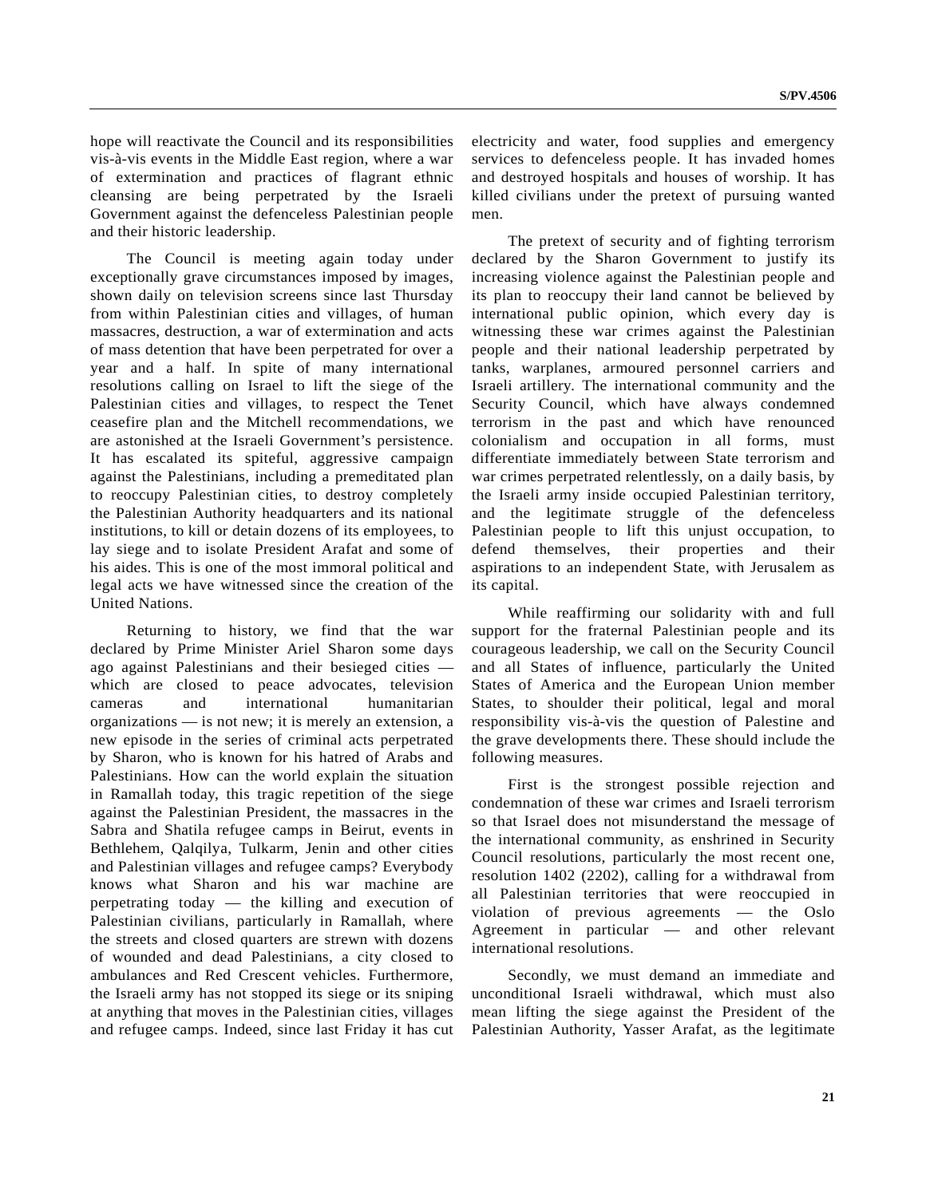hope will reactivate the Council and its responsibilities vis-à-vis events in the Middle East region, where a war of extermination and practices of flagrant ethnic cleansing are being perpetrated by the Israeli Government against the defenceless Palestinian people and their historic leadership.

The Council is meeting again today under exceptionally grave circumstances imposed by images, shown daily on television screens since last Thursday from within Palestinian cities and villages, of human massacres, destruction, a war of extermination and acts of mass detention that have been perpetrated for over a year and a half. In spite of many international resolutions calling on Israel to lift the siege of the Palestinian cities and villages, to respect the Tenet ceasefire plan and the Mitchell recommendations, we are astonished at the Israeli Government's persistence. It has escalated its spiteful, aggressive campaign against the Palestinians, including a premeditated plan to reoccupy Palestinian cities, to destroy completely the Palestinian Authority headquarters and its national institutions, to kill or detain dozens of its employees, to lay siege and to isolate President Arafat and some of his aides. This is one of the most immoral political and legal acts we have witnessed since the creation of the United Nations.

Returning to history, we find that the war declared by Prime Minister Ariel Sharon some days ago against Palestinians and their besieged cities — which are closed to peace advocates, television cameras and international humanitarian organizations — is not new; it is merely an extension, a new episode in the series of criminal acts perpetrated by Sharon, who is known for his hatred of Arabs and Palestinians. How can the world explain the situation in Ramallah today, this tragic repetition of the siege against the Palestinian President, the massacres in the Sabra and Shatila refugee camps in Beirut, events in Bethlehem, Qalqilya, Tulkarm, Jenin and other cities and Palestinian villages and refugee camps? Everybody knows what Sharon and his war machine are perpetrating today — the killing and execution of Palestinian civilians, particularly in Ramallah, where the streets and closed quarters are strewn with dozens of wounded and dead Palestinians, a city closed to ambulances and Red Crescent vehicles. Furthermore, the Israeli army has not stopped its siege or its sniping at anything that moves in the Palestinian cities, villages and refugee camps. Indeed, since last Friday it has cut electricity and water, food supplies and emergency services to defenceless people. It has invaded homes and destroyed hospitals and houses of worship. It has killed civilians under the pretext of pursuing wanted men.

The pretext of security and of fighting terrorism declared by the Sharon Government to justify its increasing violence against the Palestinian people and its plan to reoccupy their land cannot be believed by international public opinion, which every day is witnessing these war crimes against the Palestinian people and their national leadership perpetrated by tanks, warplanes, armoured personnel carriers and Israeli artillery. The international community and the Security Council, which have always condemned terrorism in the past and which have renounced colonialism and occupation in all forms, must differentiate immediately between State terrorism and war crimes perpetrated relentlessly, on a daily basis, by the Israeli army inside occupied Palestinian territory, and the legitimate struggle of the defenceless Palestinian people to lift this unjust occupation, to defend themselves, their properties and their aspirations to an independent State, with Jerusalem as its capital.

While reaffirming our solidarity with and full support for the fraternal Palestinian people and its courageous leadership, we call on the Security Council and all States of influence, particularly the United States of America and the European Union member States, to shoulder their political, legal and moral responsibility vis-à-vis the question of Palestine and the grave developments there. These should include the following measures.

First is the strongest possible rejection and condemnation of these war crimes and Israeli terrorism so that Israel does not misunderstand the message of the international community, as enshrined in Security Council resolutions, particularly the most recent one, resolution 1402 (2202), calling for a withdrawal from all Palestinian territories that were reoccupied in violation of previous agreements — the Oslo Agreement in particular — and other relevant international resolutions.

Secondly, we must demand an immediate and unconditional Israeli withdrawal, which must also mean lifting the siege against the President of the Palestinian Authority, Yasser Arafat, as the legitimate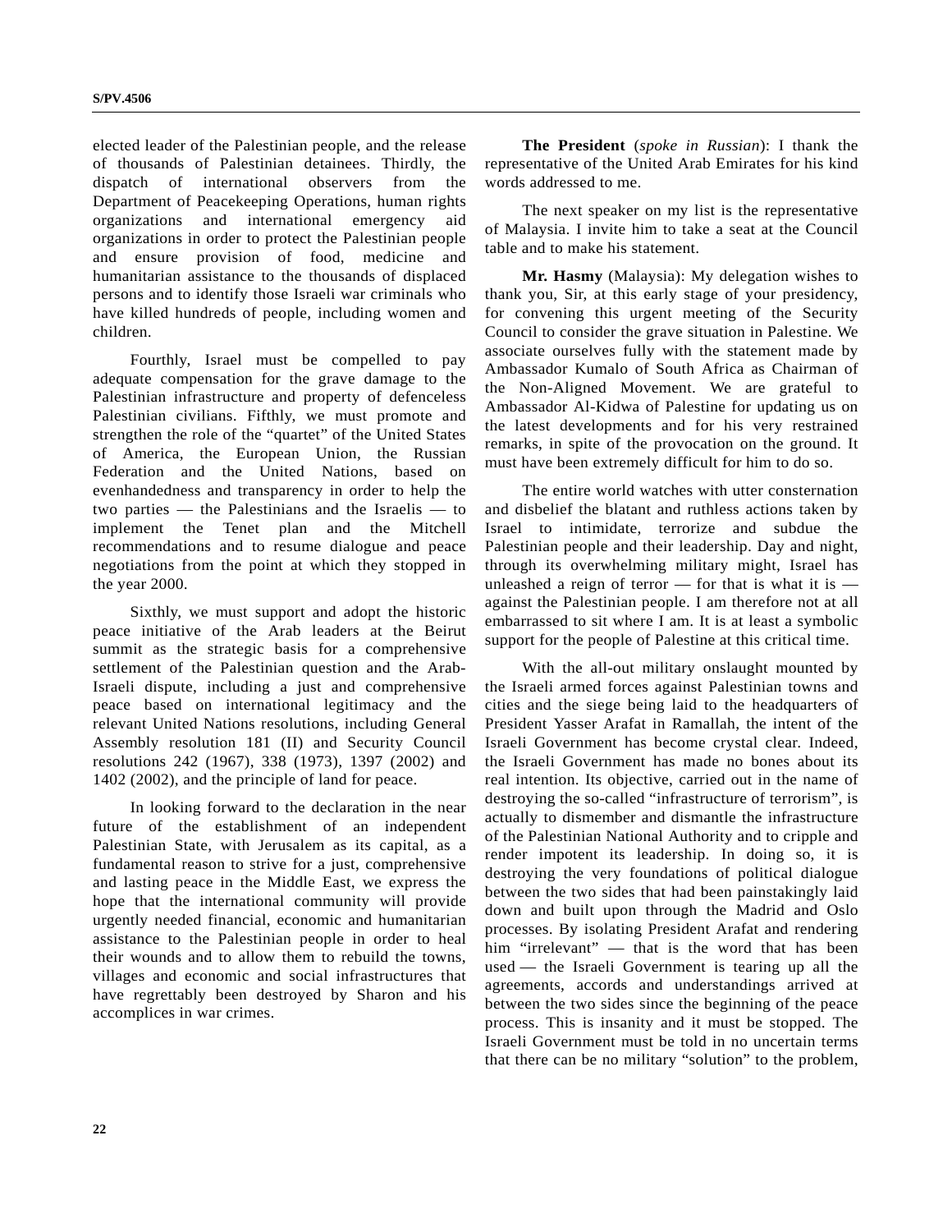elected leader of the Palestinian people, and the release of thousands of Palestinian detainees. Thirdly, the dispatch of international observers from the Department of Peacekeeping Operations, human rights organizations and international emergency aid organizations in order to protect the Palestinian people and ensure provision of food, medicine and humanitarian assistance to the thousands of displaced persons and to identify those Israeli war criminals who have killed hundreds of people, including women and children.

Fourthly, Israel must be compelled to pay adequate compensation for the grave damage to the Palestinian infrastructure and property of defenceless Palestinian civilians. Fifthly, we must promote and strengthen the role of the "quartet" of the United States of America, the European Union, the Russian Federation and the United Nations, based on evenhandedness and transparency in order to help the two parties — the Palestinians and the Israelis — to implement the Tenet plan and the Mitchell recommendations and to resume dialogue and peace negotiations from the point at which they stopped in the year 2000.

Sixthly, we must support and adopt the historic peace initiative of the Arab leaders at the Beirut summit as the strategic basis for a comprehensive settlement of the Palestinian question and the Arab-Israeli dispute, including a just and comprehensive peace based on international legitimacy and the relevant United Nations resolutions, including General Assembly resolution 181 (II) and Security Council resolutions 242 (1967), 338 (1973), 1397 (2002) and 1402 (2002), and the principle of land for peace.

In looking forward to the declaration in the near future of the establishment of an independent Palestinian State, with Jerusalem as its capital, as a fundamental reason to strive for a just, comprehensive and lasting peace in the Middle East, we express the hope that the international community will provide urgently needed financial, economic and humanitarian assistance to the Palestinian people in order to heal their wounds and to allow them to rebuild the towns, villages and economic and social infrastructures that have regrettably been destroyed by Sharon and his accomplices in war crimes.

**The President** (*spoke in Russian*): I thank the representative of the United Arab Emirates for his kind words addressed to me.

The next speaker on my list is the representative of Malaysia. I invite him to take a seat at the Council table and to make his statement.

**Mr. Hasmy** (Malaysia): My delegation wishes to thank you, Sir, at this early stage of your presidency, for convening this urgent meeting of the Security Council to consider the grave situation in Palestine. We associate ourselves fully with the statement made by Ambassador Kumalo of South Africa as Chairman of the Non-Aligned Movement. We are grateful to Ambassador Al-Kidwa of Palestine for updating us on the latest developments and for his very restrained remarks, in spite of the provocation on the ground. It must have been extremely difficult for him to do so.

The entire world watches with utter consternation and disbelief the blatant and ruthless actions taken by Israel to intimidate, terrorize and subdue the Palestinian people and their leadership. Day and night, through its overwhelming military might, Israel has unleashed a reign of terror — for that is what it is — against the Palestinian people. I am therefore not at all embarrassed to sit where I am. It is at least a symbolic support for the people of Palestine at this critical time.

With the all-out military onslaught mounted by the Israeli armed forces against Palestinian towns and cities and the siege being laid to the headquarters of President Yasser Arafat in Ramallah, the intent of the Israeli Government has become crystal clear. Indeed, the Israeli Government has made no bones about its real intention. Its objective, carried out in the name of destroying the so-called "infrastructure of terrorism", is actually to dismember and dismantle the infrastructure of the Palestinian National Authority and to cripple and render impotent its leadership. In doing so, it is destroying the very foundations of political dialogue between the two sides that had been painstakingly laid down and built upon through the Madrid and Oslo processes. By isolating President Arafat and rendering him "irrelevant" — that is the word that has been used — the Israeli Government is tearing up all the agreements, accords and understandings arrived at between the two sides since the beginning of the peace process. This is insanity and it must be stopped. The Israeli Government must be told in no uncertain terms that there can be no military "solution" to the problem,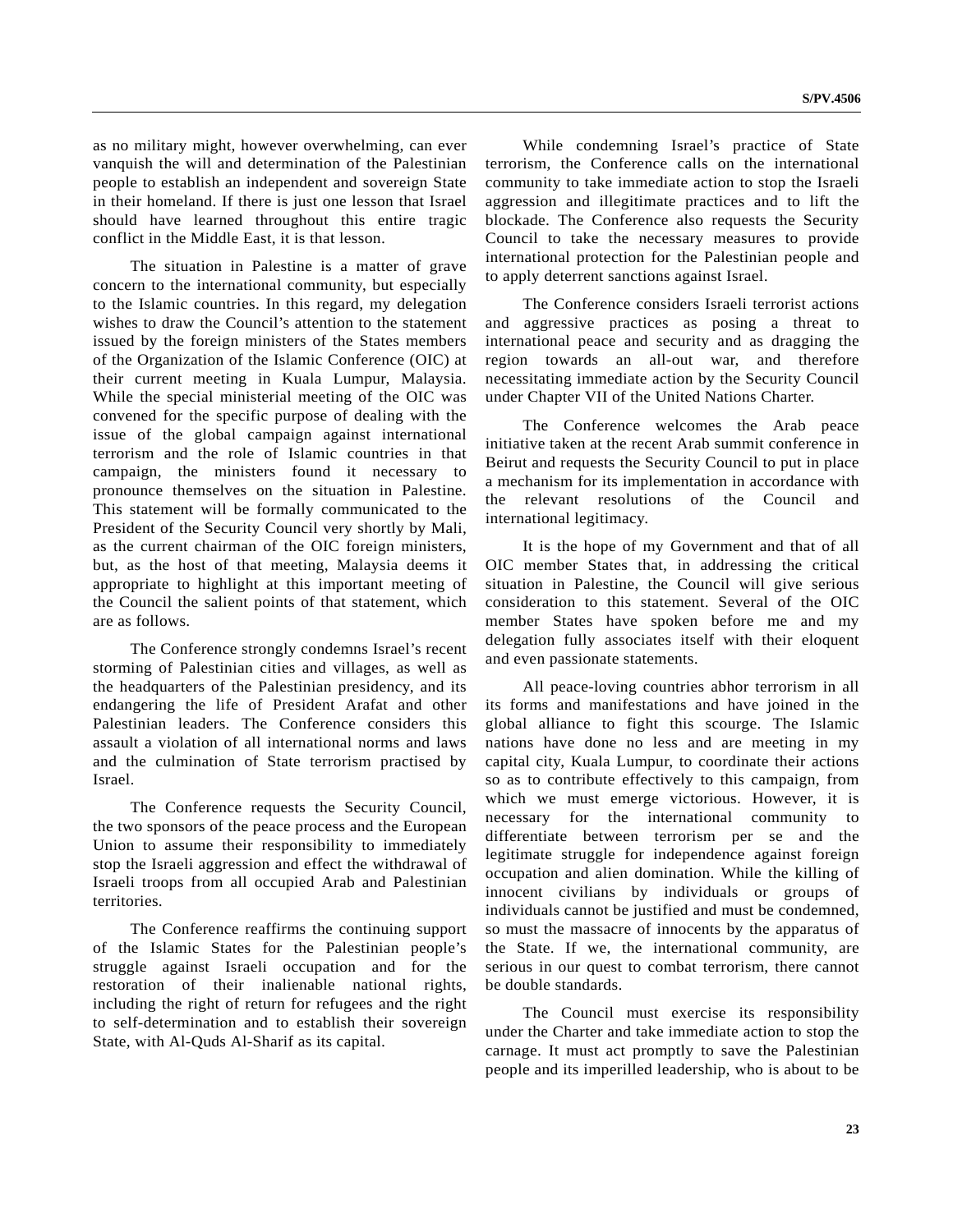as no military might, however overwhelming, can ever vanquish the will and determination of the Palestinian people to establish an independent and sovereign State in their homeland. If there is just one lesson that Israel should have learned throughout this entire tragic conflict in the Middle East, it is that lesson.

The situation in Palestine is a matter of grave concern to the international community, but especially to the Islamic countries. In this regard, my delegation wishes to draw the Council's attention to the statement issued by the foreign ministers of the States members of the Organization of the Islamic Conference (OIC) at their current meeting in Kuala Lumpur, Malaysia. While the special ministerial meeting of the OIC was convened for the specific purpose of dealing with the issue of the global campaign against international terrorism and the role of Islamic countries in that campaign, the ministers found it necessary to pronounce themselves on the situation in Palestine. This statement will be formally communicated to the President of the Security Council very shortly by Mali, as the current chairman of the OIC foreign ministers, but, as the host of that meeting, Malaysia deems it appropriate to highlight at this important meeting of the Council the salient points of that statement, which are as follows.

The Conference strongly condemns Israel's recent storming of Palestinian cities and villages, as well as the headquarters of the Palestinian presidency, and its endangering the life of President Arafat and other Palestinian leaders. The Conference considers this assault a violation of all international norms and laws and the culmination of State terrorism practised by Israel.

The Conference requests the Security Council, the two sponsors of the peace process and the European Union to assume their responsibility to immediately stop the Israeli aggression and effect the withdrawal of Israeli troops from all occupied Arab and Palestinian territories.

The Conference reaffirms the continuing support of the Islamic States for the Palestinian people's struggle against Israeli occupation and for the restoration of their inalienable national rights, including the right of return for refugees and the right to self-determination and to establish their sovereign State, with Al-Quds Al-Sharif as its capital.

While condemning Israel's practice of State terrorism, the Conference calls on the international community to take immediate action to stop the Israeli aggression and illegitimate practices and to lift the blockade. The Conference also requests the Security Council to take the necessary measures to provide international protection for the Palestinian people and to apply deterrent sanctions against Israel.

The Conference considers Israeli terrorist actions and aggressive practices as posing a threat to international peace and security and as dragging the region towards an all-out war, and therefore necessitating immediate action by the Security Council under Chapter VII of the United Nations Charter.

The Conference welcomes the Arab peace initiative taken at the recent Arab summit conference in Beirut and requests the Security Council to put in place a mechanism for its implementation in accordance with the relevant resolutions of the Council and international legitimacy.

It is the hope of my Government and that of all OIC member States that, in addressing the critical situation in Palestine, the Council will give serious consideration to this statement. Several of the OIC member States have spoken before me and my delegation fully associates itself with their eloquent and even passionate statements.

All peace-loving countries abhor terrorism in all its forms and manifestations and have joined in the global alliance to fight this scourge. The Islamic nations have done no less and are meeting in my capital city, Kuala Lumpur, to coordinate their actions so as to contribute effectively to this campaign, from which we must emerge victorious. However, it is necessary for the international community to differentiate between terrorism per se and the legitimate struggle for independence against foreign occupation and alien domination. While the killing of innocent civilians by individuals or groups of individuals cannot be justified and must be condemned, so must the massacre of innocents by the apparatus of the State. If we, the international community, are serious in our quest to combat terrorism, there cannot be double standards.

The Council must exercise its responsibility under the Charter and take immediate action to stop the carnage. It must act promptly to save the Palestinian people and its imperilled leadership, who is about to be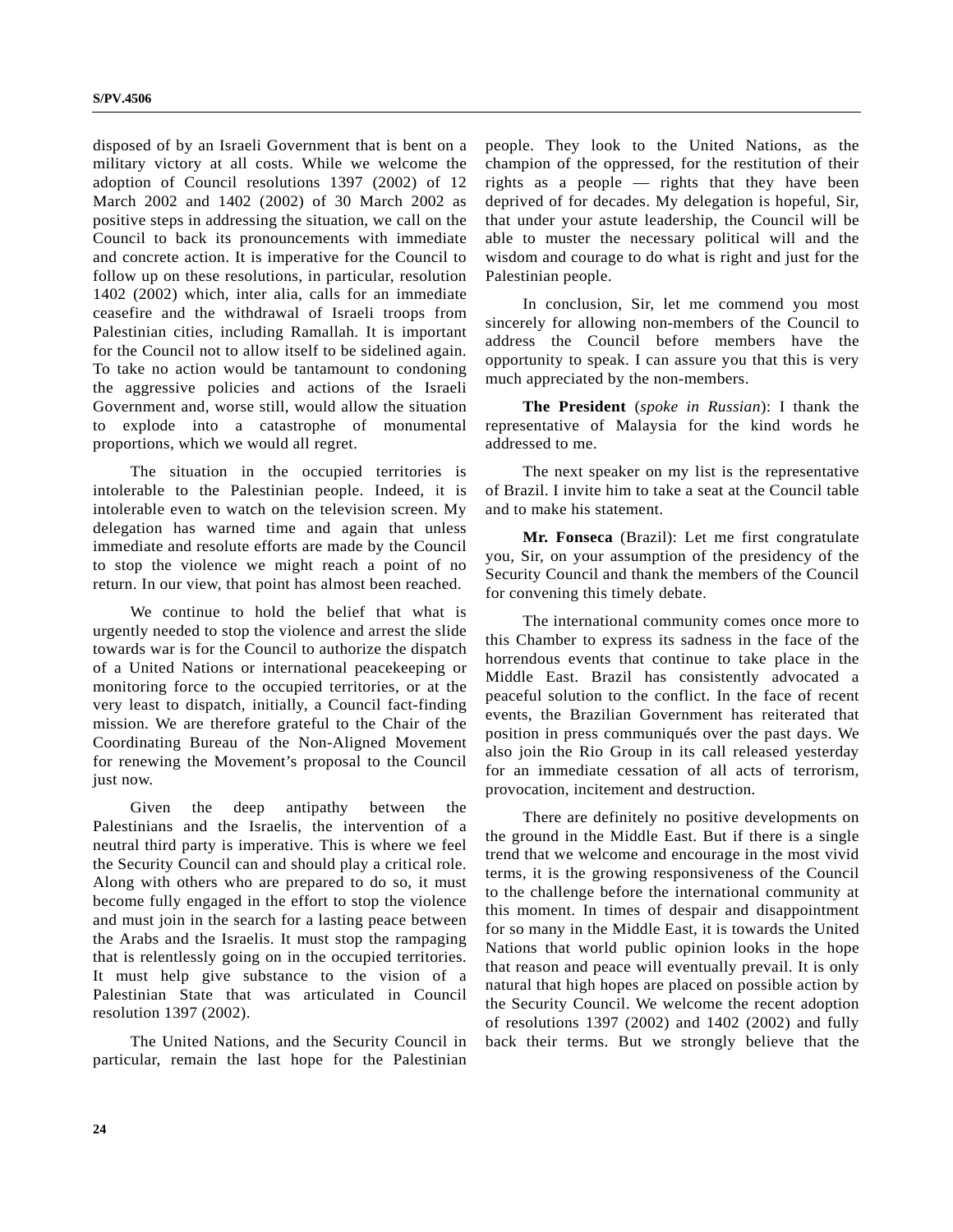disposed of by an Israeli Government that is bent on a military victory at all costs. While we welcome the adoption of Council resolutions 1397 (2002) of 12 March 2002 and 1402 (2002) of 30 March 2002 as positive steps in addressing the situation, we call on the Council to back its pronouncements with immediate and concrete action. It is imperative for the Council to follow up on these resolutions, in particular, resolution 1402 (2002) which, inter alia, calls for an immediate ceasefire and the withdrawal of Israeli troops from Palestinian cities, including Ramallah. It is important for the Council not to allow itself to be sidelined again. To take no action would be tantamount to condoning the aggressive policies and actions of the Israeli Government and, worse still, would allow the situation to explode into a catastrophe of monumental proportions, which we would all regret.

The situation in the occupied territories is intolerable to the Palestinian people. Indeed, it is intolerable even to watch on the television screen. My delegation has warned time and again that unless immediate and resolute efforts are made by the Council to stop the violence we might reach a point of no return. In our view, that point has almost been reached.

We continue to hold the belief that what is urgently needed to stop the violence and arrest the slide towards war is for the Council to authorize the dispatch of a United Nations or international peacekeeping or monitoring force to the occupied territories, or at the very least to dispatch, initially, a Council fact-finding mission. We are therefore grateful to the Chair of the Coordinating Bureau of the Non-Aligned Movement for renewing the Movement's proposal to the Council just now.

Given the deep antipathy between the Palestinians and the Israelis, the intervention of a neutral third party is imperative. This is where we feel the Security Council can and should play a critical role. Along with others who are prepared to do so, it must become fully engaged in the effort to stop the violence and must join in the search for a lasting peace between the Arabs and the Israelis. It must stop the rampaging that is relentlessly going on in the occupied territories. It must help give substance to the vision of a Palestinian State that was articulated in Council resolution 1397 (2002).

The United Nations, and the Security Council in particular, remain the last hope for the Palestinian people. They look to the United Nations, as the champion of the oppressed, for the restitution of their rights as a people — rights that they have been deprived of for decades. My delegation is hopeful, Sir, that under your astute leadership, the Council will be able to muster the necessary political will and the wisdom and courage to do what is right and just for the Palestinian people.

In conclusion, Sir, let me commend you most sincerely for allowing non-members of the Council to address the Council before members have the opportunity to speak. I can assure you that this is very much appreciated by the non-members.

**The President** (*spoke in Russian*): I thank the representative of Malaysia for the kind words he addressed to me.

The next speaker on my list is the representative of Brazil. I invite him to take a seat at the Council table and to make his statement.

**Mr. Fonseca** (Brazil): Let me first congratulate you, Sir, on your assumption of the presidency of the Security Council and thank the members of the Council for convening this timely debate.

The international community comes once more to this Chamber to express its sadness in the face of the horrendous events that continue to take place in the Middle East. Brazil has consistently advocated a peaceful solution to the conflict. In the face of recent events, the Brazilian Government has reiterated that position in press communiqués over the past days. We also join the Rio Group in its call released yesterday for an immediate cessation of all acts of terrorism, provocation, incitement and destruction.

There are definitely no positive developments on the ground in the Middle East. But if there is a single trend that we welcome and encourage in the most vivid terms, it is the growing responsiveness of the Council to the challenge before the international community at this moment. In times of despair and disappointment for so many in the Middle East, it is towards the United Nations that world public opinion looks in the hope that reason and peace will eventually prevail. It is only natural that high hopes are placed on possible action by the Security Council. We welcome the recent adoption of resolutions 1397 (2002) and 1402 (2002) and fully back their terms. But we strongly believe that the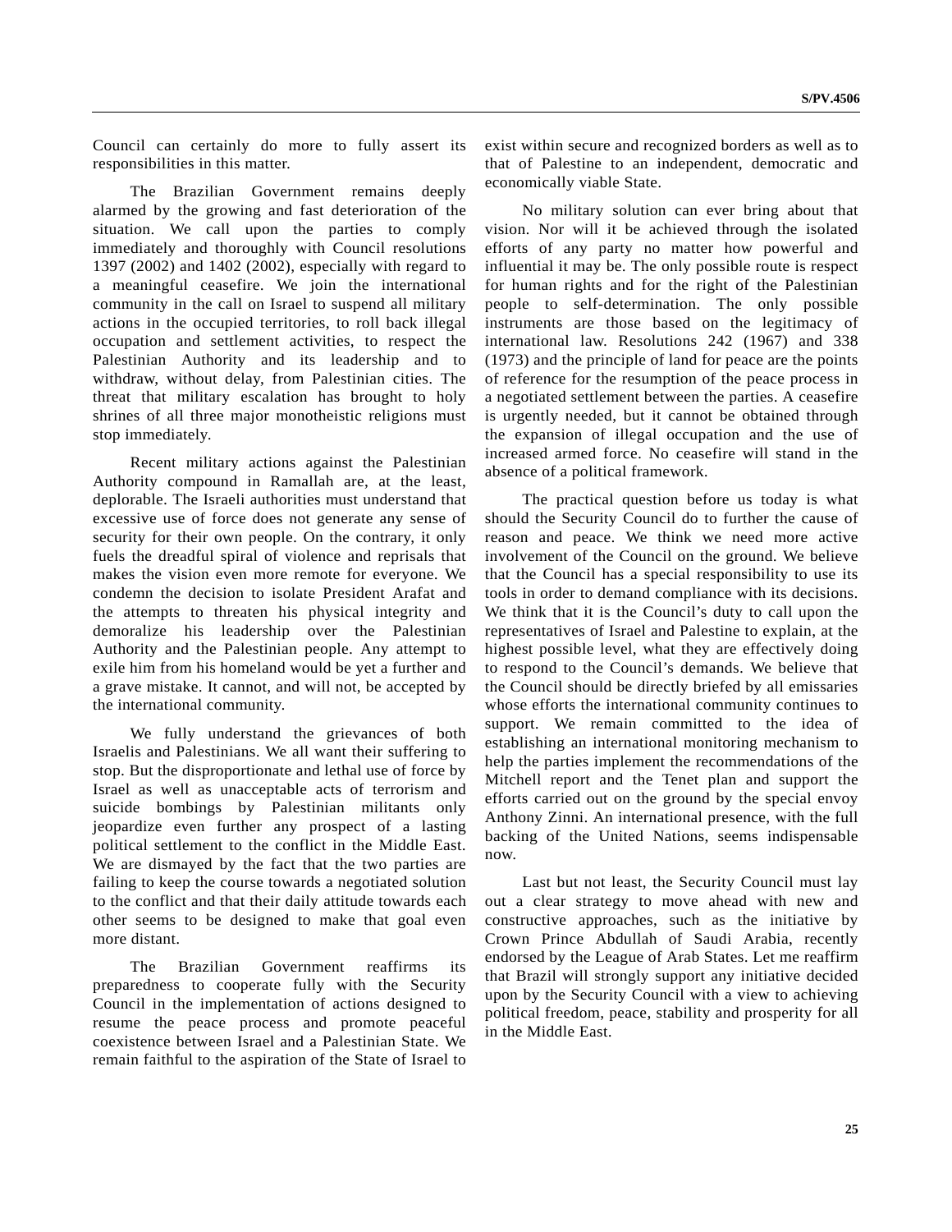Council can certainly do more to fully assert its responsibilities in this matter.

The Brazilian Government remains deeply alarmed by the growing and fast deterioration of the situation. We call upon the parties to comply immediately and thoroughly with Council resolutions 1397 (2002) and 1402 (2002), especially with regard to a meaningful ceasefire. We join the international community in the call on Israel to suspend all military actions in the occupied territories, to roll back illegal occupation and settlement activities, to respect the Palestinian Authority and its leadership and to withdraw, without delay, from Palestinian cities. The threat that military escalation has brought to holy shrines of all three major monotheistic religions must stop immediately.

Recent military actions against the Palestinian Authority compound in Ramallah are, at the least, deplorable. The Israeli authorities must understand that excessive use of force does not generate any sense of security for their own people. On the contrary, it only fuels the dreadful spiral of violence and reprisals that makes the vision even more remote for everyone. We condemn the decision to isolate President Arafat and the attempts to threaten his physical integrity and demoralize his leadership over the Palestinian Authority and the Palestinian people. Any attempt to exile him from his homeland would be yet a further and a grave mistake. It cannot, and will not, be accepted by the international community.

We fully understand the grievances of both Israelis and Palestinians. We all want their suffering to stop. But the disproportionate and lethal use of force by Israel as well as unacceptable acts of terrorism and suicide bombings by Palestinian militants only jeopardize even further any prospect of a lasting political settlement to the conflict in the Middle East. We are dismayed by the fact that the two parties are failing to keep the course towards a negotiated solution to the conflict and that their daily attitude towards each other seems to be designed to make that goal even more distant.

The Brazilian Government reaffirms its preparedness to cooperate fully with the Security Council in the implementation of actions designed to resume the peace process and promote peaceful coexistence between Israel and a Palestinian State. We remain faithful to the aspiration of the State of Israel to exist within secure and recognized borders as well as to that of Palestine to an independent, democratic and economically viable State.

No military solution can ever bring about that vision. Nor will it be achieved through the isolated efforts of any party no matter how powerful and influential it may be. The only possible route is respect for human rights and for the right of the Palestinian people to self-determination. The only possible instruments are those based on the legitimacy of international law. Resolutions 242 (1967) and 338 (1973) and the principle of land for peace are the points of reference for the resumption of the peace process in a negotiated settlement between the parties. A ceasefire is urgently needed, but it cannot be obtained through the expansion of illegal occupation and the use of increased armed force. No ceasefire will stand in the absence of a political framework.

The practical question before us today is what should the Security Council do to further the cause of reason and peace. We think we need more active involvement of the Council on the ground. We believe that the Council has a special responsibility to use its tools in order to demand compliance with its decisions. We think that it is the Council's duty to call upon the representatives of Israel and Palestine to explain, at the highest possible level, what they are effectively doing to respond to the Council's demands. We believe that the Council should be directly briefed by all emissaries whose efforts the international community continues to support. We remain committed to the idea of establishing an international monitoring mechanism to help the parties implement the recommendations of the Mitchell report and the Tenet plan and support the efforts carried out on the ground by the special envoy Anthony Zinni. An international presence, with the full backing of the United Nations, seems indispensable now.

Last but not least, the Security Council must lay out a clear strategy to move ahead with new and constructive approaches, such as the initiative by Crown Prince Abdullah of Saudi Arabia, recently endorsed by the League of Arab States. Let me reaffirm that Brazil will strongly support any initiative decided upon by the Security Council with a view to achieving political freedom, peace, stability and prosperity for all in the Middle East.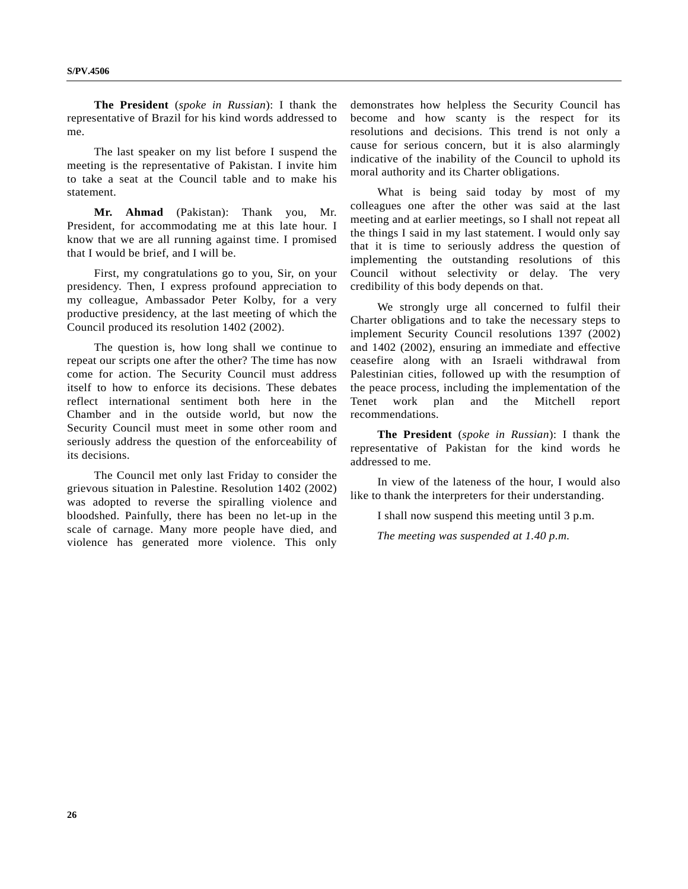**The President** (*spoke in Russian*): I thank the representative of Brazil for his kind words addressed to me.

The last speaker on my list before I suspend the meeting is the representative of Pakistan. I invite him to take a seat at the Council table and to make his statement.

**Mr. Ahmad** (Pakistan): Thank you, Mr. President, for accommodating me at this late hour. I know that we are all running against time. I promised that I would be brief, and I will be.

First, my congratulations go to you, Sir, on your presidency. Then, I express profound appreciation to my colleague, Ambassador Peter Kolby, for a very productive presidency, at the last meeting of which the Council produced its resolution 1402 (2002).

The question is, how long shall we continue to repeat our scripts one after the other? The time has now come for action. The Security Council must address itself to how to enforce its decisions. These debates reflect international sentiment both here in the Chamber and in the outside world, but now the Security Council must meet in some other room and seriously address the question of the enforceability of its decisions.

The Council met only last Friday to consider the grievous situation in Palestine. Resolution 1402 (2002) was adopted to reverse the spiralling violence and bloodshed. Painfully, there has been no let-up in the scale of carnage. Many more people have died, and violence has generated more violence. This only demonstrates how helpless the Security Council has become and how scanty is the respect for its resolutions and decisions. This trend is not only a cause for serious concern, but it is also alarmingly indicative of the inability of the Council to uphold its moral authority and its Charter obligations.

What is being said today by most of my colleagues one after the other was said at the last meeting and at earlier meetings, so I shall not repeat all the things I said in my last statement. I would only say that it is time to seriously address the question of implementing the outstanding resolutions of this Council without selectivity or delay. The very credibility of this body depends on that.

We strongly urge all concerned to fulfil their Charter obligations and to take the necessary steps to implement Security Council resolutions 1397 (2002) and 1402 (2002), ensuring an immediate and effective ceasefire along with an Israeli withdrawal from Palestinian cities, followed up with the resumption of the peace process, including the implementation of the Tenet work plan and the Mitchell report recommendations.

**The President** (*spoke in Russian*): I thank the representative of Pakistan for the kind words he addressed to me.

In view of the lateness of the hour, I would also like to thank the interpreters for their understanding.

I shall now suspend this meeting until 3 p.m.

*The meeting was suspended at 1.40 p.m.*